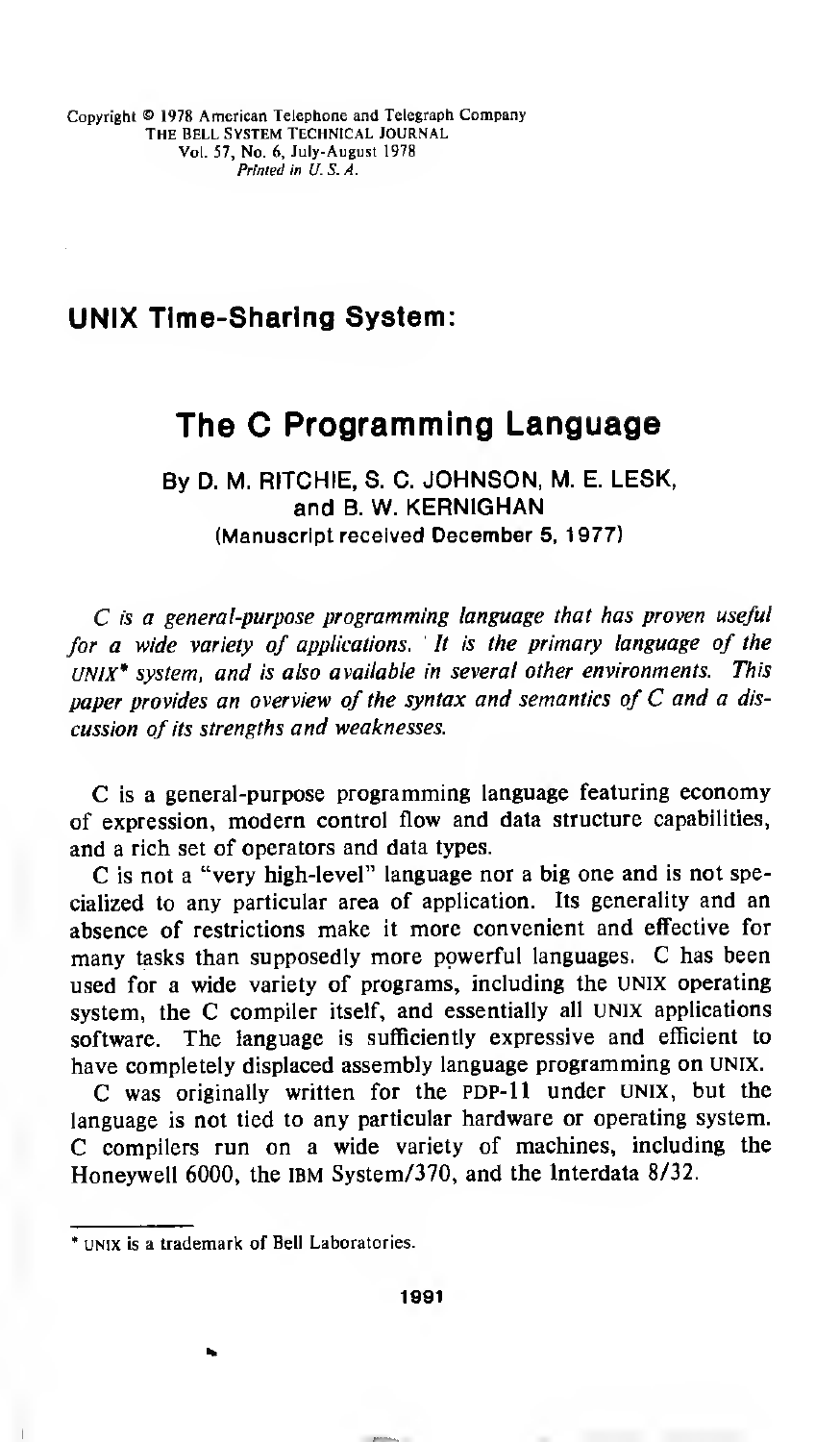# UNIX Time-Sharing System:

# The C Programming Language

**By D. M. RITCHIE, S. C. JOHNSON, M. E. LESK, and B. W. KERNIGHAN**

(Manuscript received December 5, 1977)

*C is a general-purpose programming language that has proven useful for a wide variety of applications. It is the primary language of the UNIX\* system, and is also available in several other environments. This paper provides an overview of the syntax and semantics of C and a discussion of its strengths and weaknesses.*

C is a general-purpose programming language featuring economy of expression, modern control flow and data structure capabilities, and a rich set of operators and data types.

C is not a "very high-level" language nor a big one and is not specialized to any particular area of application. Its generality and an absence of restrictions make it more convenient and effective for many tasks than supposedly more powerful languages. C has been used for a wide variety of programs, including the UNIX operating system, the C compiler itself, and essentially all UNIX applications software. The language is sufficiently expressive and efficient to have completely displaced assembly language programming on UNIX.

C was originally written for the PDP-11 under UNIX, but the language is not tied to any particular hardware or operating system. C compilers run on a wide variety of machines, including the Honeywell 6000, the IBM System/370, and the Interdata 8/32.

---

\* UNIX is a trademark of Bell Laboratories.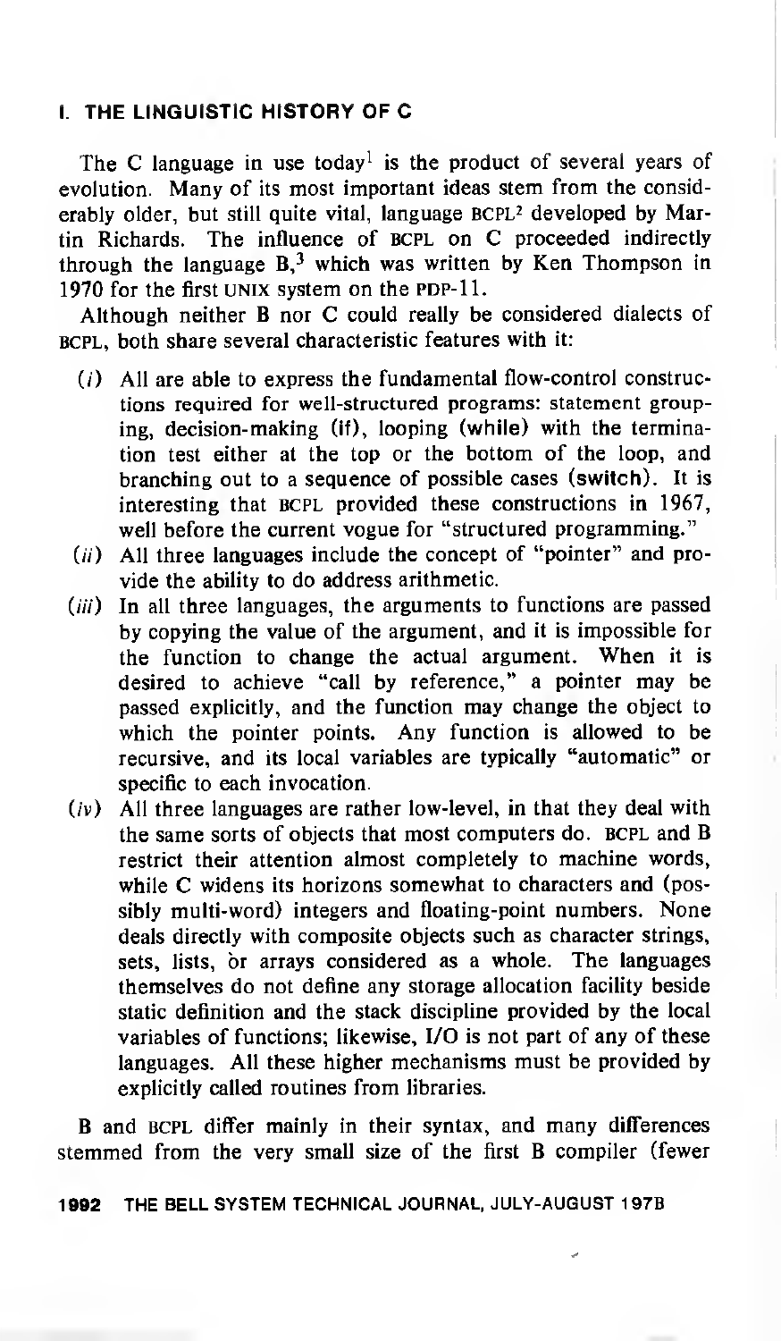## I. THE LINGUISTIC HISTORY OF C

The C language in use today[1] is the product of several years of evolution. Many of its most important ideas stem from the considerably older, but still quite vital, language BCPL[2] developed by Martin Richards. The influence of BCPL on C proceeded indirectly through the language B,[3] which was written by Ken Thompson in 1970 for the first UNIX system on the PDP-11.

Although neither B nor C could really be considered dialects of BCPL, both share several characteristic features with it:

(*i*) All are able to express the fundamental flow-control constructions required for well-structured programs: statement grouping, decision-making (if), looping (while) with the termination test either at the top or the bottom of the loop, and branching out to a sequence of possible cases (switch). It is interesting that BCPL provided these constructions in 1967, well before the current vogue for "structured programming."

(*ii*) All three languages include the concept of "pointer" and provide the ability to do address arithmetic.

(*iii*) In all three languages, the arguments to functions are passed by copying the value of the argument, and it is impossible for the function to change the actual argument. When it is desired to achieve "call by reference," a pointer may be passed explicitly, and the function may change the object to which the pointer points. Any function is allowed to be recursive, and its local variables are typically "automatic" or specific to each invocation.

(*iv*) All three languages are rather low-level, in that they deal with the same sorts of objects that most computers do. BCPL and B restrict their attention almost completely to machine words, while C widens its horizons somewhat to characters and (possibly multi-word) integers and floating-point numbers. None deals directly with composite objects such as character strings, sets, lists, or arrays considered as a whole. The languages themselves do not define any storage allocation facility beside static definition and the stack discipline provided by the local variables of functions; likewise, I/O is not part of any of these languages. All these higher mechanisms must be provided by explicitly called routines from libraries.

B and BCPL differ mainly in their syntax, and many differences stemmed from the very small size of the first B compiler (fewer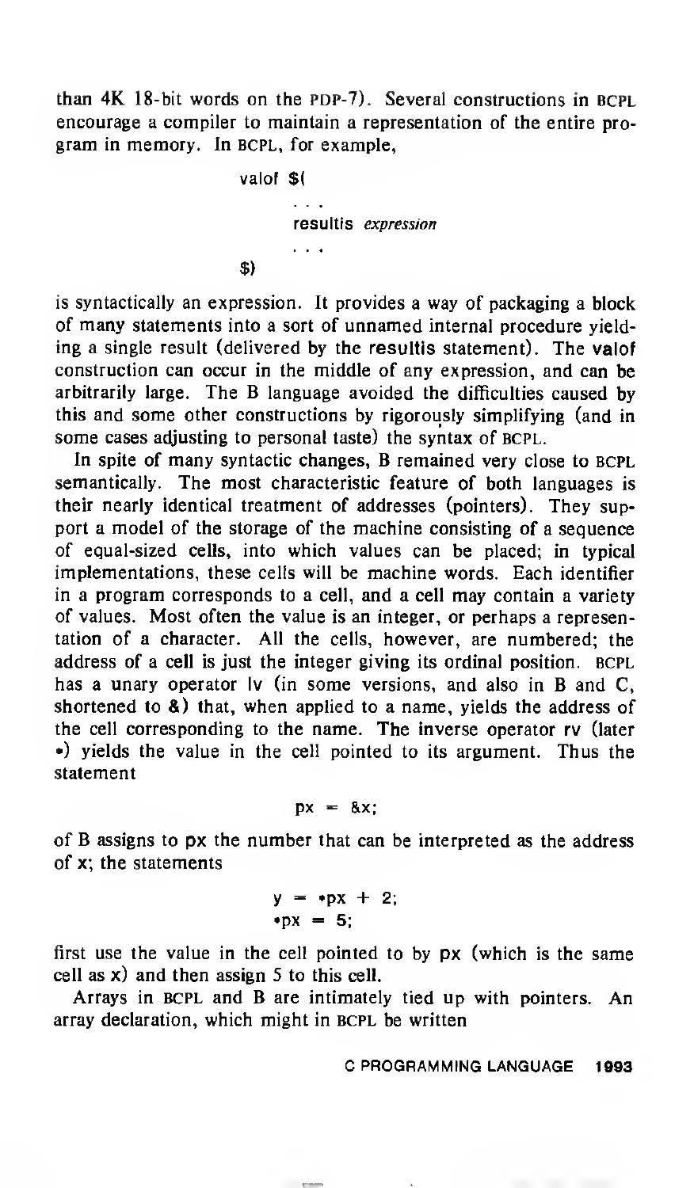than 4K 18-bit words on the PDP-7). Several constructions in BCPL encourage a compiler to maintain a representation of the entire program in memory. In BCPL, for example,

```
valof $(
        . . .
        resultis expression
        . . .
$)
```

is syntactically an expression. It provides a way of packaging a block of many statements into a sort of unnamed internal procedure yielding a single result (delivered by the **resultis** statement). The **valof** construction can occur in the middle of any expression, and can be arbitrarily large. The B language avoided the difficulties caused by this and some other constructions by rigorously simplifying (and in some cases adjusting to personal taste) the syntax of BCPL.

In spite of many syntactic changes, B remained very close to BCPL semantically. The most characteristic feature of both languages is their nearly identical treatment of addresses (pointers). They support a model of the storage of the machine consisting of a sequence of equal-sized cells, into which values can be placed; in typical implementations, these cells will be machine words. Each identifier in a program corresponds to a cell, and a cell may contain a variety of values. Most often the value is an integer, or perhaps a representation of a character. All the cells, however, are numbered; the address of a cell is just the integer giving its ordinal position. BCPL has a unary operator lv (in some versions, and also in B and C, shortened to &) that, when applied to a name, yields the address of the cell corresponding to the name. The inverse operator rv (later *) yields the value in the cell pointed to its argument. Thus the statement

```
px = &x;
```

of B assigns to px the number that can be interpreted as the address of x; the statements

```
y = *px + 2;
*px = 5;
```

first use the value in the cell pointed to by px (which is the same cell as x) and then assign 5 to this cell.

Arrays in BCPL and B are intimately tied up with pointers. An array declaration, which might in BCPL be written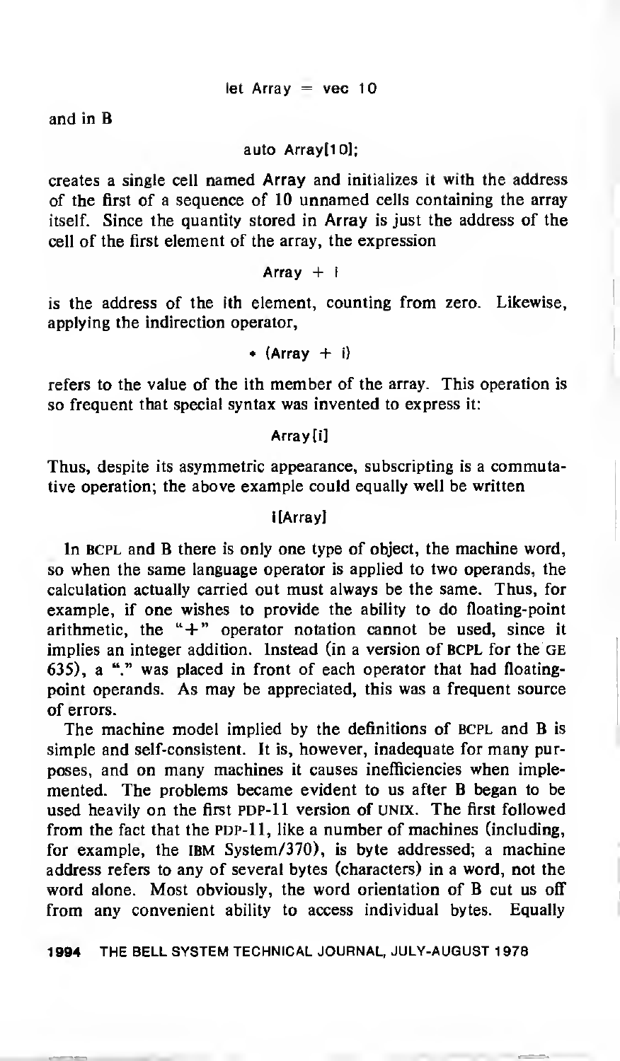```
let Array = vec 10
```

and in B

```
auto Array[10];
```

creates a single cell named Array and initializes it with the address of the first of a sequence of 10 unnamed cells containing the array itself. Since the quantity stored in Array is just the address of the cell of the first element of the array, the expression

```
Array + i
```

is the address of the ith element, counting from zero. Likewise, applying the indirection operator,

```
* (Array + i)
```

refers to the value of the ith member of the array. This operation is so frequent that special syntax was invented to express it:

```
Array[i]
```

Thus, despite its asymmetric appearance, subscripting is a commutative operation; the above example could equally well be written

```
i[Array]
```

In BCPL and B there is only one type of object, the machine word, so when the same language operator is applied to two operands, the calculation actually carried out must always be the same. Thus, for example, if one wishes to provide the ability to do floating-point arithmetic, the "+" operator notation cannot be used, since it implies an integer addition. Instead (in a version of BCPL for the GE 635), a "." was placed in front of each operator that had floating-point operands. As may be appreciated, this was a frequent source of errors.

The machine model implied by the definitions of BCPL and B is simple and self-consistent. It is, however, inadequate for many purposes, and on many machines it causes inefficiencies when implemented. The problems became evident to us after B began to be used heavily on the first PDP-11 version of UNIX. The first followed from the fact that the PDP-11, like a number of machines (including, for example, the IBM System/370), is byte addressed; a machine address refers to any of several bytes (characters) in a word, not the word alone. Most obviously, the word orientation of B cut us off from any convenient ability to access individual bytes. Equally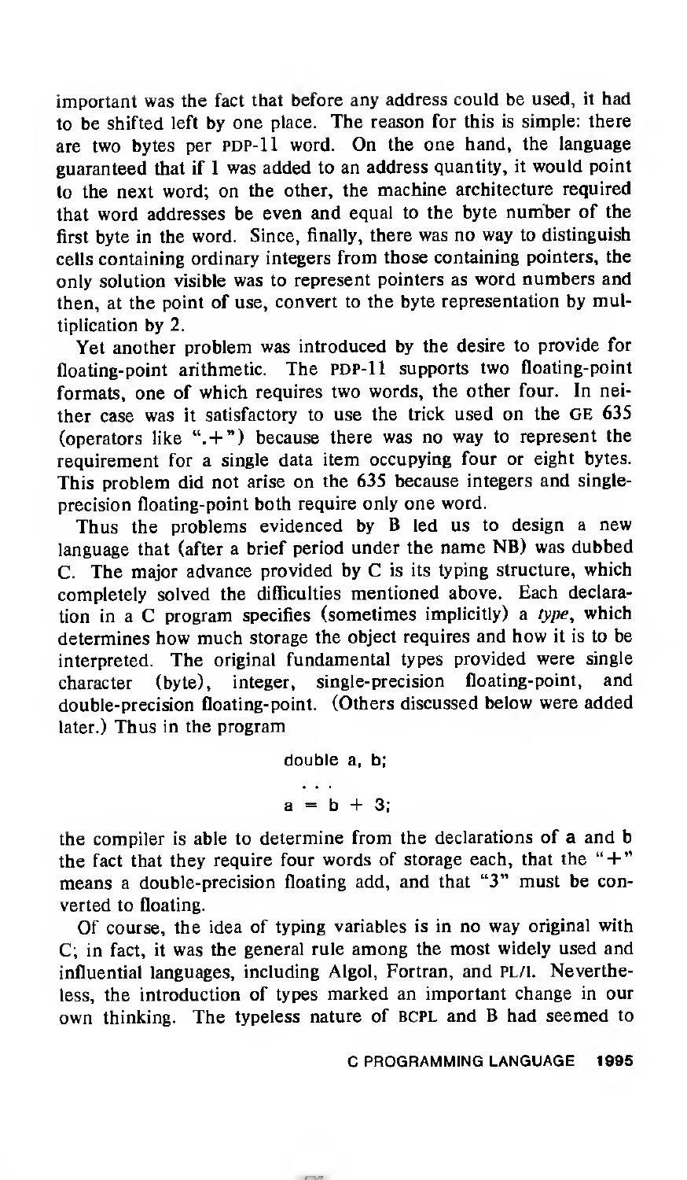important was the fact that before any address could be used, it had to be shifted left by one place. The reason for this is simple: there are two bytes per PDP-11 word. On the one hand, the language guaranteed that if 1 was added to an address quantity, it would point to the next word; on the other, the machine architecture required that word addresses be even and equal to the byte number of the first byte in the word. Since, finally, there was no way to distinguish cells containing ordinary integers from those containing pointers, the only solution visible was to represent pointers as word numbers and then, at the point of use, convert to the byte representation by multiplication by 2.

Yet another problem was introduced by the desire to provide for floating-point arithmetic. The PDP-11 supports two floating-point formats, one of which requires two words, the other four. In neither case was it satisfactory to use the trick used on the GE 635 (operators like ".+") because there was no way to represent the requirement for a single data item occupying four or eight bytes. This problem did not arise on the 635 because integers and single-precision floating-point both require only one word.

Thus the problems evidenced by B led us to design a new language that (after a brief period under the name NB) was dubbed C. The major advance provided by C is its typing structure, which completely solved the difficulties mentioned above. Each declaration in a C program specifies (sometimes implicitly) a *type*, which determines how much storage the object requires and how it is to be interpreted. The original fundamental types provided were single character (byte), integer, single-precision floating-point, and double-precision floating-point. (Others discussed below were added later.) Thus in the program

```
double a, b;
  ...
a = b + 3;
```

the compiler is able to determine from the declarations of a and b the fact that they require four words of storage each, that the "+" means a double-precision floating add, and that "3" must be converted to floating.

Of course, the idea of typing variables is in no way original with C; in fact, it was the general rule among the most widely used and influential languages, including Algol, Fortran, and PL/I. Nevertheless, the introduction of types marked an important change in our own thinking. The typeless nature of BCPL and B had seemed to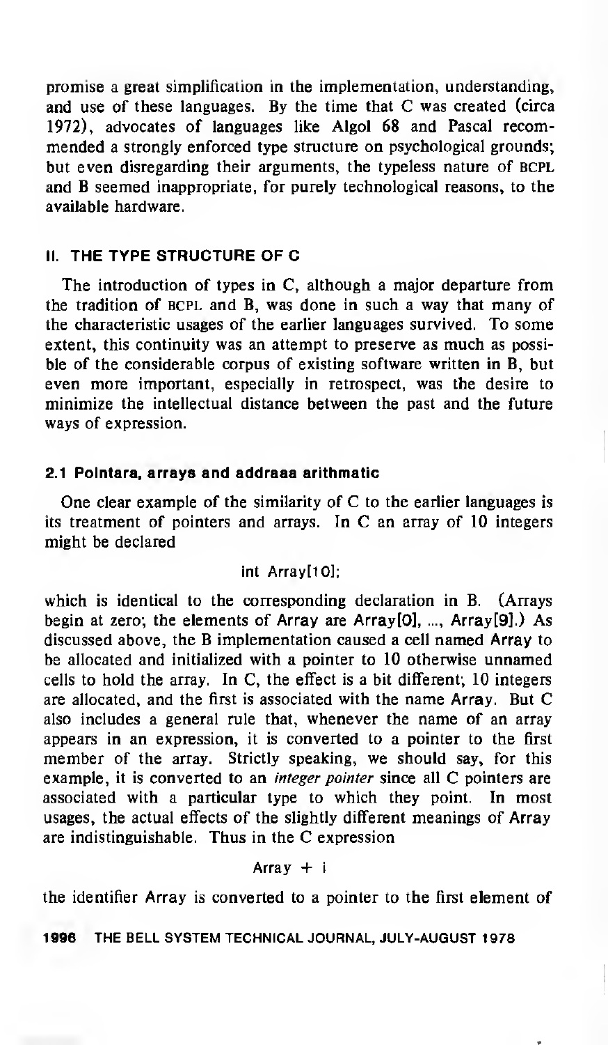promise a great simplification in the implementation, understanding, and use of these languages. By the time that C was created (circa 1972), advocates of languages like Algol 68 and Pascal recommended a strongly enforced type structure on psychological grounds; but even disregarding their arguments, the typeless nature of BCPL and B seemed inappropriate, for purely technological reasons, to the available hardware.

## II. THE TYPE STRUCTURE OF C

The introduction of types in C, although a major departure from the tradition of BCPL and B, was done in such a way that many of the characteristic usages of the earlier languages survived. To some extent, this continuity was an attempt to preserve as much as possible of the considerable corpus of existing software written in B, but even more important, especially in retrospect, was the desire to minimize the intellectual distance between the past and the future ways of expression.

### 2.1 Pointers, arrays and address arithmetic

One clear example of the similarity of C to the earlier languages is its treatment of pointers and arrays. In C an array of 10 integers might be declared

```
int Array[10];
```

which is identical to the corresponding declaration in B. (Arrays begin at zero; the elements of Array are Array[0], ..., Array[9].) As discussed above, the B implementation caused a cell named Array to be allocated and initialized with a pointer to 10 otherwise unnamed cells to hold the array. In C, the effect is a bit different; 10 integers are allocated, and the first is associated with the name Array. But C also includes a general rule that, whenever the name of an array appears in an expression, it is converted to a pointer to the first member of the array. Strictly speaking, we should say, for this example, it is converted to an *integer pointer* since all C pointers are associated with a particular type to which they point. In most usages, the actual effects of the slightly different meanings of Array are indistinguishable. Thus in the C expression

```
Array + i
```

the identifier Array is converted to a pointer to the first element of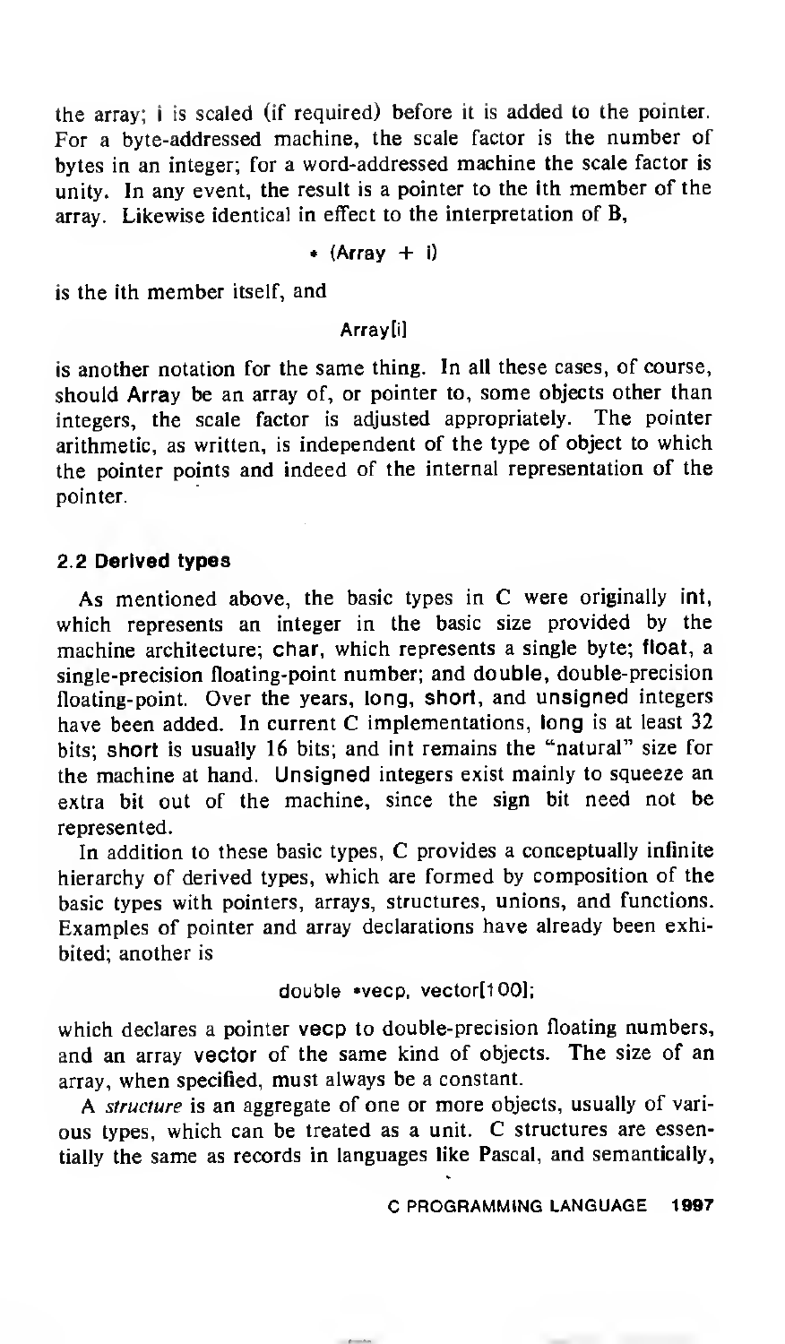the array; i is scaled (if required) before it is added to the pointer. For a byte-addressed machine, the scale factor is the number of bytes in an integer; for a word-addressed machine the scale factor is unity. In any event, the result is a pointer to the ith member of the array. Likewise identical in effect to the interpretation of B,

```
* (Array + i)
```

is the ith member itself, and

```
Array[i]
```

is another notation for the same thing. In all these cases, of course, should Array be an array of, or pointer to, some objects other than integers, the scale factor is adjusted appropriately. The pointer arithmetic, as written, is independent of the type of object to which the pointer points and indeed of the internal representation of the pointer.

### 2.2 Derived types

As mentioned above, the basic types in C were originally int, which represents an integer in the basic size provided by the machine architecture; char, which represents a single byte; float, a single-precision floating-point number; and double, double-precision floating-point. Over the years, long, short, and unsigned integers have been added. In current C implementations, long is at least 32 bits; short is usually 16 bits; and int remains the "natural" size for the machine at hand. Unsigned integers exist mainly to squeeze an extra bit out of the machine, since the sign bit need not be represented.

In addition to these basic types, C provides a conceptually infinite hierarchy of derived types, which are formed by composition of the basic types with pointers, arrays, structures, unions, and functions. Examples of pointer and array declarations have already been exhibited; another is

```
double *vecp, vector[100];
```

which declares a pointer vecp to double-precision floating numbers, and an array vector of the same kind of objects. The size of an array, when specified, must always be a constant.

A *structure* is an aggregate of one or more objects, usually of various types, which can be treated as a unit. C structures are essentially the same as records in languages like Pascal, and semantically,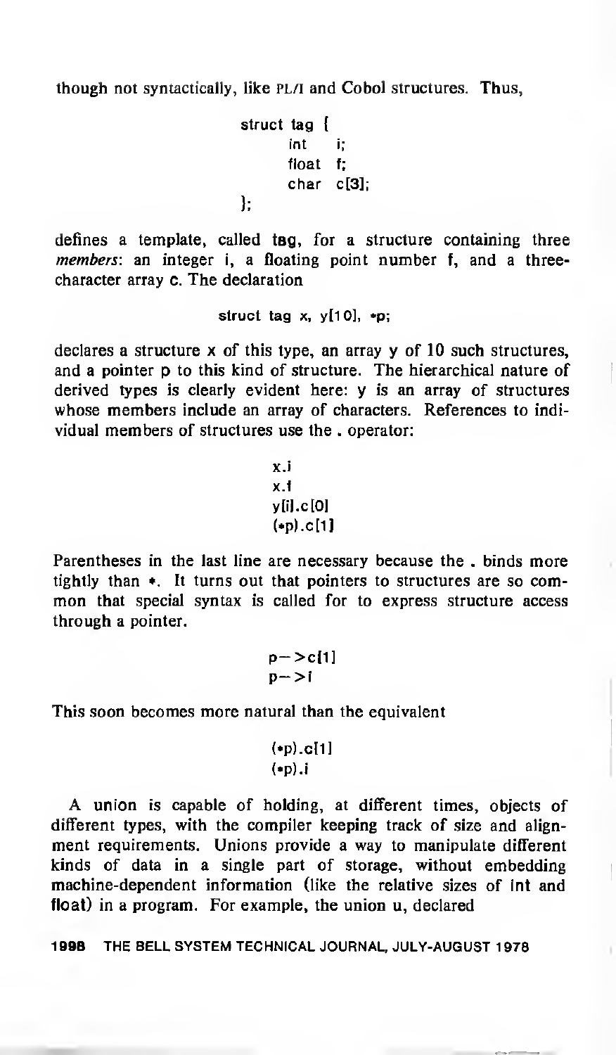though not syntactically, like PL/I and Cobol structures. Thus,

```
struct tag {
	int    i;
	float  f;
	char   c[3];
};
```

defines a template, called tag, for a structure containing three *members*: an integer i, a floating point number f, and a three-character array c. The declaration

```
struct tag x, y[10], *p;
```

declares a structure x of this type, an array y of 10 such structures, and a pointer p to this kind of structure. The hierarchical nature of derived types is clearly evident here: y is an array of structures whose members include an array of characters. References to individual members of structures use the . operator:

```
x.i
x.f
y[i].c[0]
(*p).c[1]
```

Parentheses in the last line are necessary because the . binds more tightly than *. It turns out that pointers to structures are so common that special syntax is called for to express structure access through a pointer.

```
p->c[1]
p->i
```

This soon becomes more natural than the equivalent

```
(*p).c[1]
(*p).i
```

A union is capable of holding, at different times, objects of different types, with the compiler keeping track of size and alignment requirements. Unions provide a way to manipulate different kinds of data in a single part of storage, without embedding machine-dependent information (like the relative sizes of int and float) in a program. For example, the union u, declared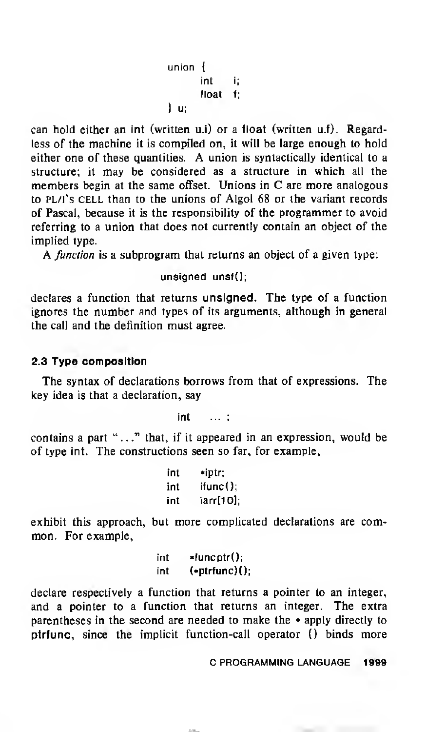```
union {
        int     i;
        float   f;
} u;
```

can hold either an int (written u.i) or a float (written u.f). Regardless of the machine it is compiled on, it will be large enough to hold either one of these quantities. A union is syntactically identical to a structure; it may be considered as a structure in which all the members begin at the same offset. Unions in C are more analogous to PL/I's CELL than to the unions of Algol 68 or the variant records of Pascal, because it is the responsibility of the programmer to avoid referring to a union that does not currently contain an object of the implied type.

A *function* is a subprogram that returns an object of a given type:

```
unsigned unsf();
```

declares a function that returns unsigned. The type of a function ignores the number and types of its arguments, although in general the call and the definition must agree.

### 2.3 Type composition

The syntax of declarations borrows from that of expressions. The key idea is that a declaration, say

```
int    ... ;
```

contains a part "..." that, if it appeared in an expression, would be of type int. The constructions seen so far, for example,

```
int    *iptr;
int    ifunc();
int    iarr[10];
```

exhibit this approach, but more complicated declarations are common. For example,

```
int    *funcptr();
int    (*ptrfunc)();
```

declare respectively a function that returns a pointer to an integer, and a pointer to a function that returns an integer. The extra parentheses in the second are needed to make the * apply directly to ptrfunc, since the implicit function-call operator () binds more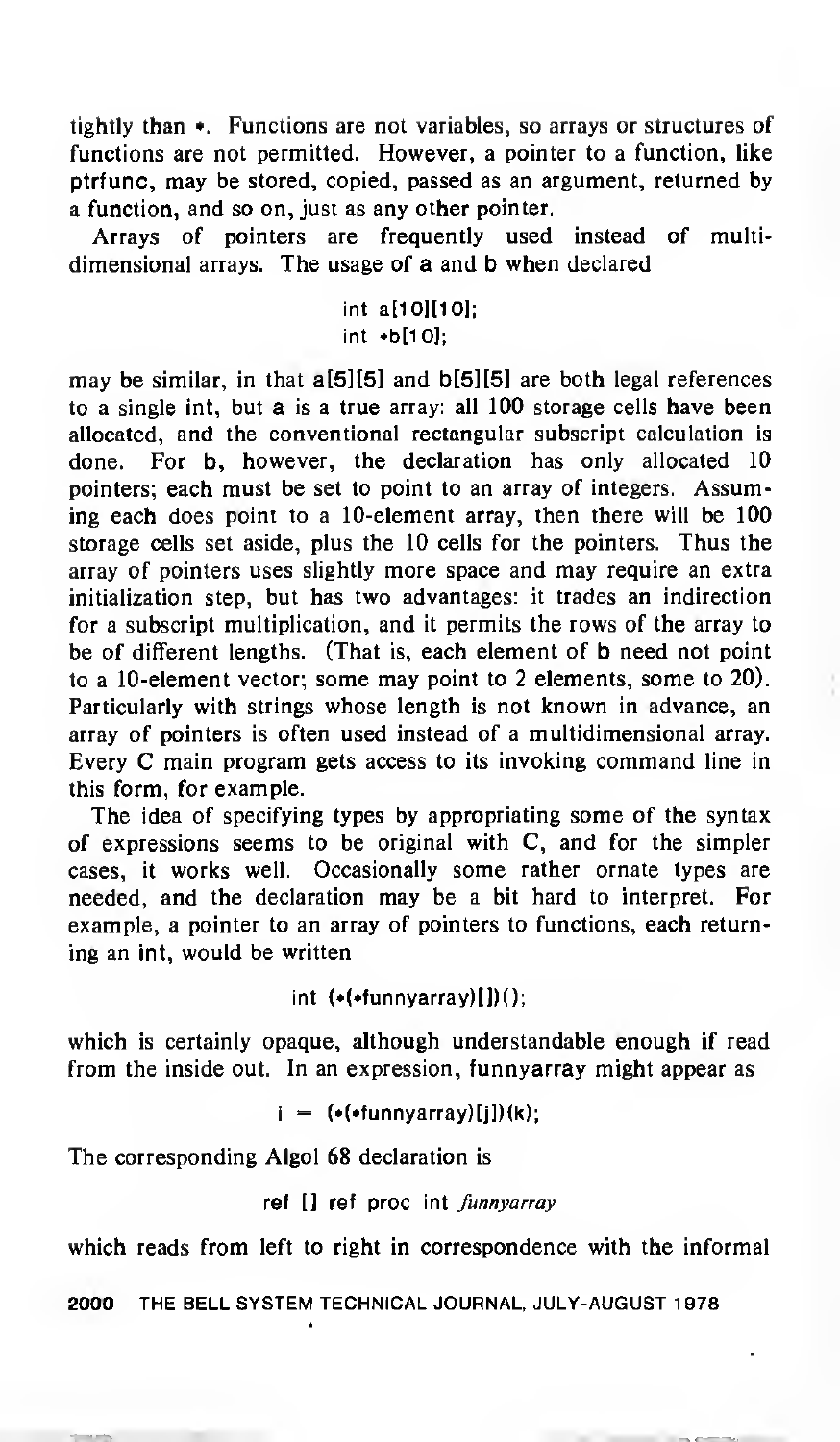tightly than *. Functions are not variables, so arrays or structures of functions are not permitted. However, a pointer to a function, like ptrfunc, may be stored, copied, passed as an argument, returned by a function, and so on, just as any other pointer.

Arrays of pointers are frequently used instead of multidimensional arrays. The usage of a and b when declared

```
int a[10][10];
int *b[10];
```

may be similar, in that a[5][5] and b[5][5] are both legal references to a single int, but a is a true array: all 100 storage cells have been allocated, and the conventional rectangular subscript calculation is done. For b, however, the declaration has only allocated 10 pointers; each must be set to point to an array of integers. Assuming each does point to a 10-element array, then there will be 100 storage cells set aside, plus the 10 cells for the pointers. Thus the array of pointers uses slightly more space and may require an extra initialization step, but has two advantages: it trades an indirection for a subscript multiplication, and it permits the rows of the array to be of different lengths. (That is, each element of b need not point to a 10-element vector; some may point to 2 elements, some to 20). Particularly with strings whose length is not known in advance, an array of pointers is often used instead of a multidimensional array. Every C main program gets access to its invoking command line in this form, for example.

The idea of specifying types by appropriating some of the syntax of expressions seems to be original with C, and for the simpler cases, it works well. Occasionally some rather ornate types are needed, and the declaration may be a bit hard to interpret. For example, a pointer to an array of pointers to functions, each returning an int, would be written

```
int (*(*funnyarray)[])();
```

which is certainly opaque, although understandable enough if read from the inside out. In an expression, funnyarray might appear as

```
i = (*(*funnyarray)[j])(k);
```

The corresponding Algol 68 declaration is

```
ref [] ref proc int funnyarray
```

which reads from left to right in correspondence with the informal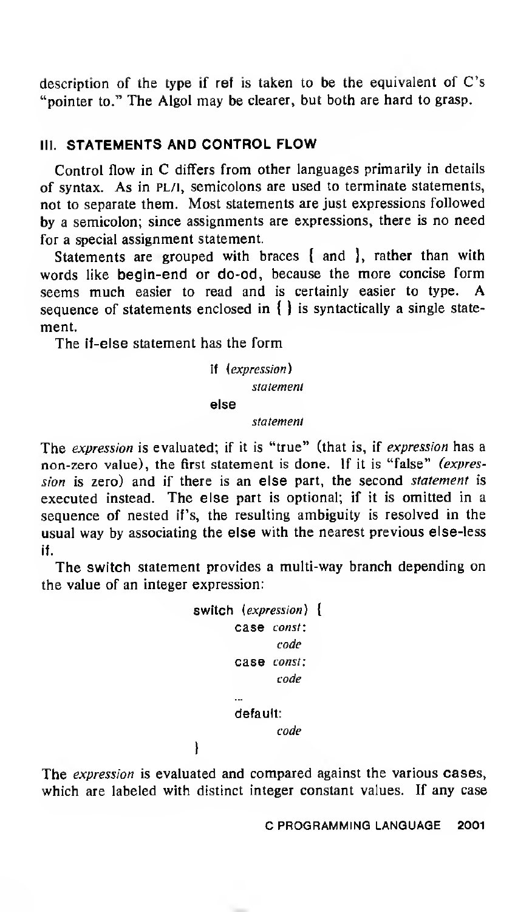description of the type if **ref** is taken to be the equivalent of C's "pointer to." The Algol may be clearer, but both are hard to grasp.

## III. STATEMENTS AND CONTROL FLOW

Control flow in C differs from other languages primarily in details of syntax. As in PL/I, semicolons are used to terminate statements, not to separate them. Most statements are just expressions followed by a semicolon; since assignments are expressions, there is no need for a special assignment statement.

Statements are grouped with braces { and }, rather than with words like **begin-end** or **do-od**, because the more concise form seems much easier to read and is certainly easier to type. A sequence of statements enclosed in { } is syntactically a single statement.

The **if-else** statement has the form

```
if (expression)
        statement
else
        statement
```

The *expression* is evaluated; if it is "true" (that is, if *expression* has a non-zero value), the first statement is done. If it is "false" (*expression* is zero) and if there is an **else** part, the second *statement* is executed instead. The **else** part is optional; if it is omitted in a sequence of nested **if**'s, the resulting ambiguity is resolved in the usual way by associating the **else** with the nearest previous **else**-less **if**.

The **switch** statement provides a multi-way branch depending on the value of an integer expression:

```
switch (expression) {
        case const:
                code
        case const:
                code
        ...
        default:
                code
}
```

The *expression* is evaluated and compared against the various **case**s, which are labeled with distinct integer constant values. If any case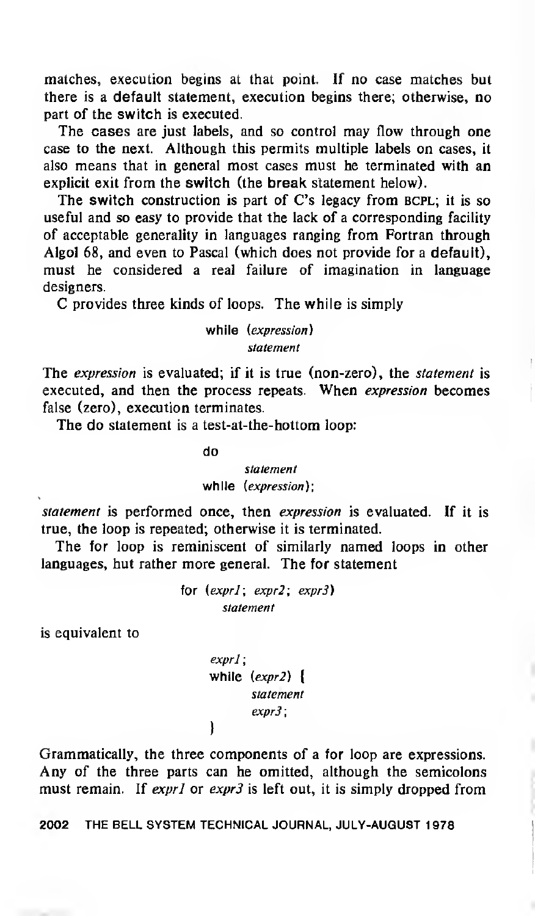matches, execution begins at that point. If no case matches but there is a default statement, execution begins there; otherwise, no part of the switch is executed.

The cases are just labels, and so control may flow through one case to the next. Although this permits multiple labels on cases, it also means that in general most cases must be terminated with an explicit exit from the switch (the break statement below).

The switch construction is part of C's legacy from BCPL; it is so useful and so easy to provide that the lack of a corresponding facility of acceptable generality in languages ranging from Fortran through Algol 68, and even to Pascal (which does not provide for a default), must be considered a real failure of imagination in language designers.

C provides three kinds of loops. The while is simply

```
while (expression)
        statement
```

The *expression* is evaluated; if it is true (non-zero), the *statement* is executed, and then the process repeats. When *expression* becomes false (zero), execution terminates.

The do statement is a test-at-the-bottom loop:

```
do
        statement
while (expression);
```

*statement* is performed once, then *expression* is evaluated. If it is true, the loop is repeated; otherwise it is terminated.

The for loop is reminiscent of similarly named loops in other languages, but rather more general. The for statement

```
for (expr1; expr2; expr3)
        statement
```

is equivalent to

```
expr1;
while (expr2) {
        statement
        expr3;
}
```

Grammatically, the three components of a for loop are expressions. Any of the three parts can be omitted, although the semicolons must remain. If *expr1* or *expr3* is left out, it is simply dropped from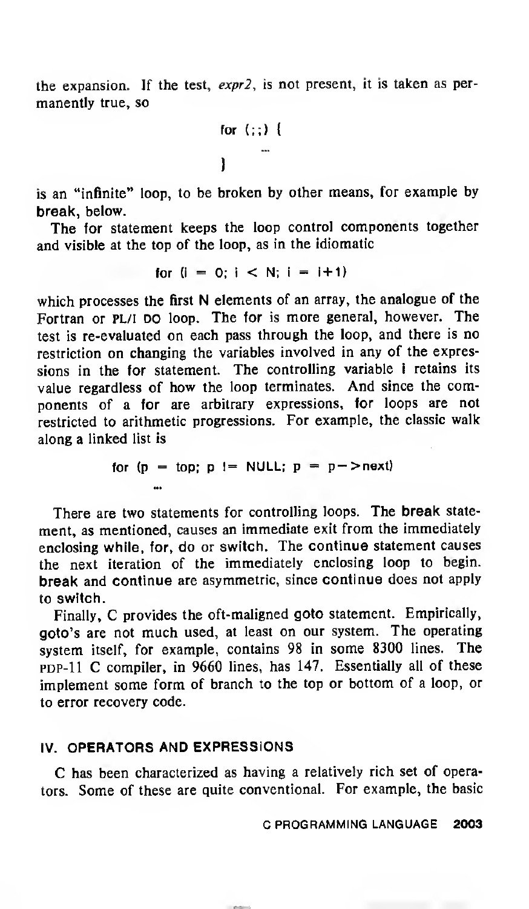the expansion. If the test, *expr2*, is not present, it is taken as permanently true, so

```
for (;;) {
        ...
}
```

is an "infinite" loop, to be broken by other means, for example by **break**, below.

The for statement keeps the loop control components together and visible at the top of the loop, as in the idiomatic

```
for (i = 0; i < N; i = i+1)
```

which processes the first N elements of an array, the analogue of the Fortran or PL/I DO loop. The for is more general, however. The test is re-evaluated on each pass through the loop, and there is no restriction on changing the variables involved in any of the expressions in the for statement. The controlling variable i retains its value regardless of how the loop terminates. And since the components of a for are arbitrary expressions, for loops are not restricted to arithmetic progressions. For example, the classic walk along a linked list is

```
for (p = top; p != NULL; p = p->next)
    ...
```

There are two statements for controlling loops. The **break** statement, as mentioned, causes an immediate exit from the immediately enclosing **while**, **for**, **do** or **switch**. The **continue** statement causes the next iteration of the immediately enclosing loop to begin. **break** and **continue** are asymmetric, since **continue** does not apply to **switch**.

Finally, C provides the oft-maligned **goto** statement. Empirically, **goto**'s are not much used, at least on our system. The operating system itself, for example, contains 98 in some 8300 lines. The PDP-11 C compiler, in 9660 lines, has 147. Essentially all of these implement some form of branch to the top or bottom of a loop, or to error recovery code.

## IV. OPERATORS AND EXPRESSIONS

C has been characterized as having a relatively rich set of operators. Some of these are quite conventional. For example, the basic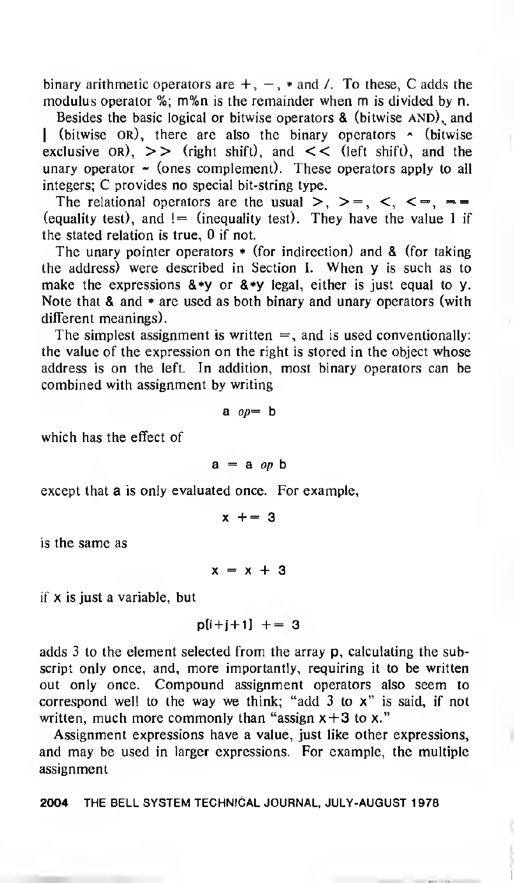binary arithmetic operators are +, −, * and /. To these, C adds the modulus operator %; m%n is the remainder when m is divided by n.

Besides the basic logical or bitwise operators & (bitwise AND), and | (bitwise OR), there are also the binary operators ^ (bitwise exclusive OR), >> (right shift), and << (left shift), and the unary operator ~ (ones complement). These operators apply to all integers; C provides no special bit-string type.

The relational operators are the usual >, >=, <, <=, == (equality test), and != (inequality test). They have the value 1 if the stated relation is true, 0 if not.

The unary pointer operators * (for indirection) and & (for taking the address) were described in Section I. When y is such as to make the expressions &*y or &*y legal, either is just equal to y. Note that & and * are used as both binary and unary operators (with different meanings).

The simplest assignment is written =, and is used conventionally: the value of the expression on the right is stored in the object whose address is on the left. In addition, most binary operators can be combined with assignment by writing

```
a op= b
```

which has the effect of

```
a = a op b
```

except that a is only evaluated once. For example,

```
x += 3
```

is the same as

```
x = x + 3
```

if x is just a variable, but

```
p[i+j+1] += 3
```

adds 3 to the element selected from the array p, calculating the subscript only once, and, more importantly, requiring it to be written out only once. Compound assignment operators also seem to correspond well to the way we think; "add 3 to x" is said, if not written, much more commonly than "assign x+3 to x."

Assignment expressions have a value, just like other expressions, and may be used in larger expressions. For example, the multiple assignment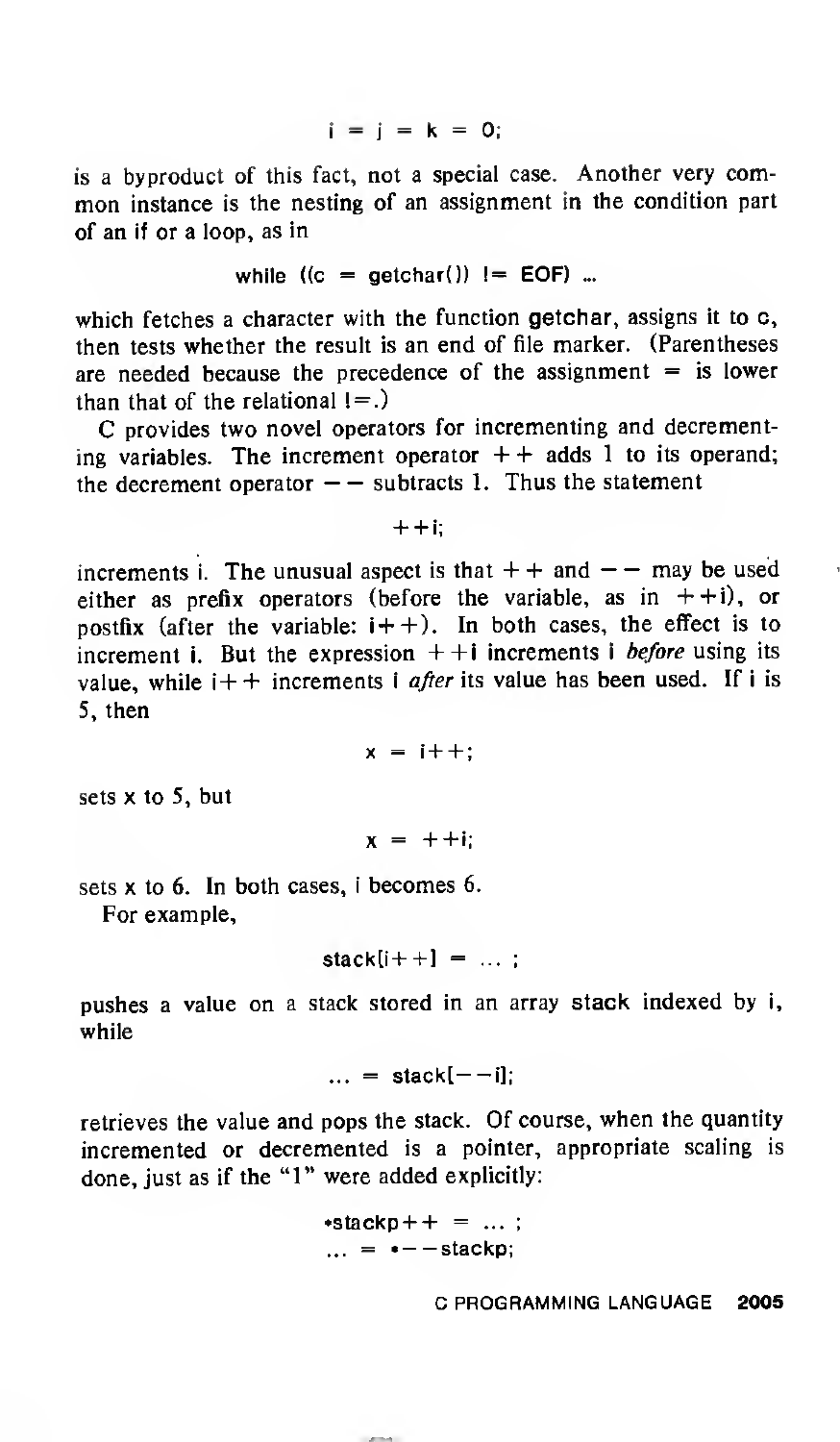```
i = j = k = 0;
```

is a byproduct of this fact, not a special case. Another very common instance is the nesting of an assignment in the condition part of an if or a loop, as in

```
while ((c = getchar()) != EOF) ...
```

which fetches a character with the function getchar, assigns it to c, then tests whether the result is an end of file marker. (Parentheses are needed because the precedence of the assignment = is lower than that of the relational !=.)

C provides two novel operators for incrementing and decrementing variables. The increment operator ++ adds 1 to its operand; the decrement operator -- subtracts 1. Thus the statement

```
++i;
```

increments i. The unusual aspect is that ++ and -- may be used either as prefix operators (before the variable, as in ++i), or postfix (after the variable: i++). In both cases, the effect is to increment i. But the expression ++i increments i *before* using its value, while i++ increments i *after* its value has been used. If i is 5, then

```
x = i++;
```

sets x to 5, but

```
x = ++i;
```

sets x to 6. In both cases, i becomes 6.

For example,

```
stack[i++] = ... ;
```

pushes a value on a stack stored in an array stack indexed by i, while

```
... = stack[--i];
```

retrieves the value and pops the stack. Of course, when the quantity incremented or decremented is a pointer, appropriate scaling is done, just as if the "1" were added explicitly:

```
*stackp++ = ... ;
... = *--stackp;
```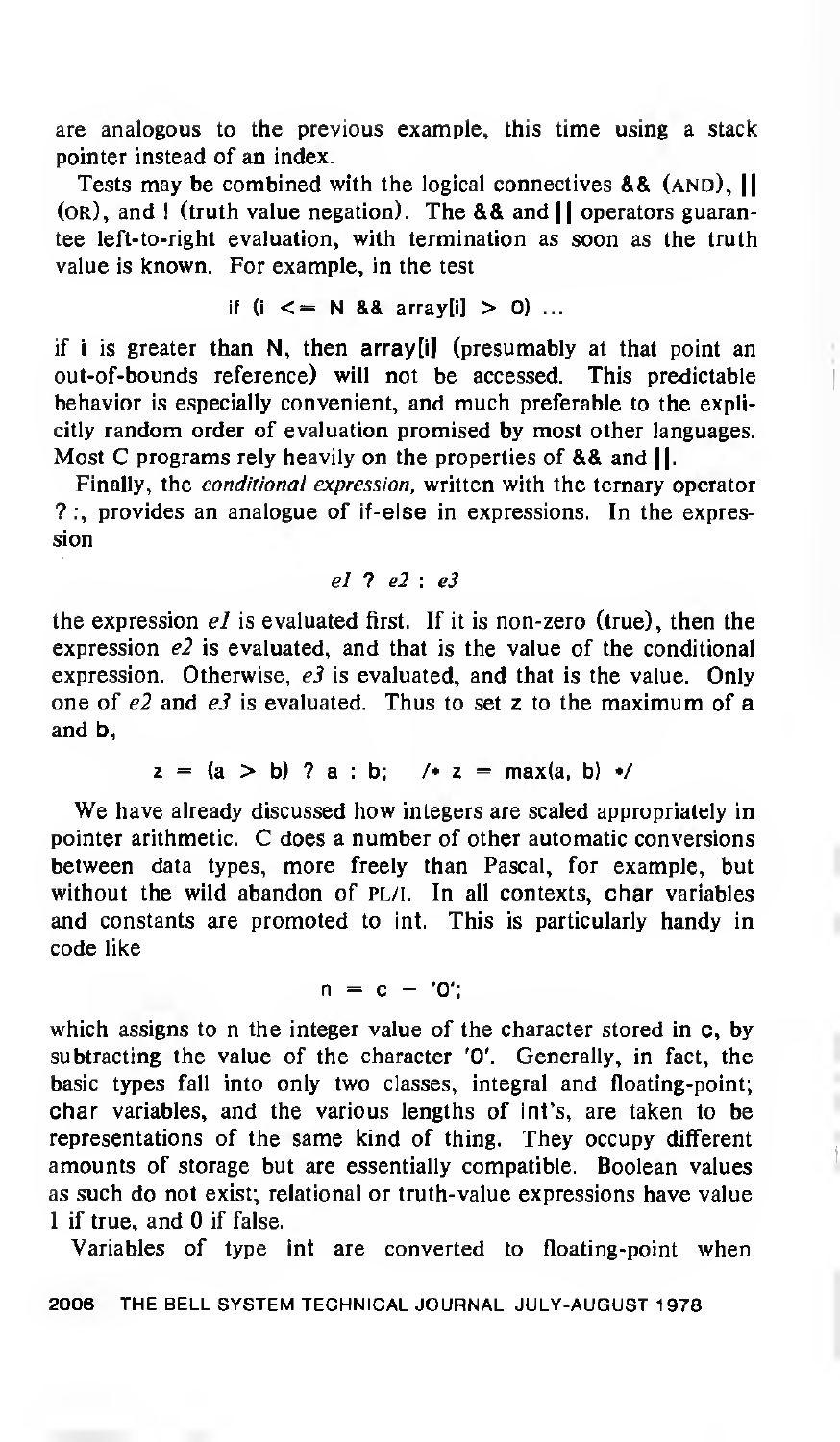are analogous to the previous example, this time using a stack pointer instead of an index.

Tests may be combined with the logical connectives && (AND), || (OR), and ! (truth value negation). The && and || operators guarantee left-to-right evaluation, with termination as soon as the truth value is known. For example, in the test

```
if (i <= N && array[i] > 0) ...
```

if i is greater than N, then array[i] (presumably at that point an out-of-bounds reference) will not be accessed. This predictable behavior is especially convenient, and much preferable to the explicitly random order of evaluation promised by most other languages. Most C programs rely heavily on the properties of && and ||.

Finally, the *conditional expression*, written with the ternary operator ? :, provides an analogue of if-else in expressions. In the expression

*e1 ? e2 : e3*

the expression *e1* is evaluated first. If it is non-zero (true), then the expression *e2* is evaluated, and that is the value of the conditional expression. Otherwise, *e3* is evaluated, and that is the value. Only one of *e2* and *e3* is evaluated. Thus to set z to the maximum of a and b,

```
z = (a > b) ? a : b;   /* z = max(a, b) */
```

We have already discussed how integers are scaled appropriately in pointer arithmetic. C does a number of other automatic conversions between data types, more freely than Pascal, for example, but without the wild abandon of PL/I. In all contexts, char variables and constants are promoted to int. This is particularly handy in code like

```
n = c - '0';
```

which assigns to n the integer value of the character stored in c, by subtracting the value of the character '0'. Generally, in fact, the basic types fall into only two classes, integral and floating-point; char variables, and the various lengths of int's, are taken to be representations of the same kind of thing. They occupy different amounts of storage but are essentially compatible. Boolean values as such do not exist; relational or truth-value expressions have value 1 if true, and 0 if false.

Variables of type int are converted to floating-point when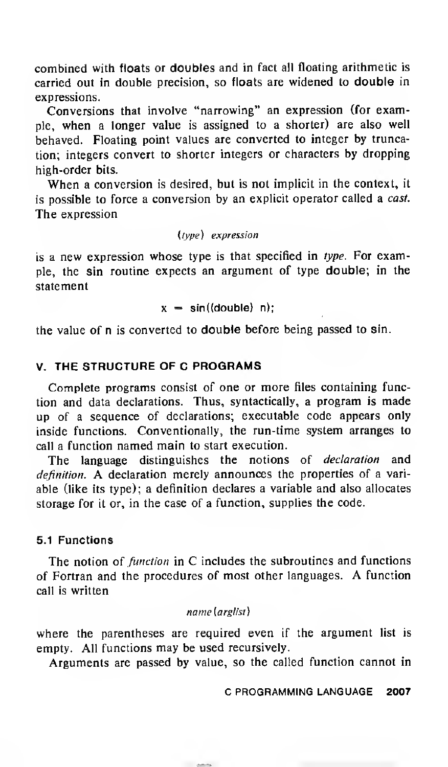combined with **floats** or **doubles** and in fact all floating arithmetic is carried out in double precision, so **floats** are widened to **double** in expressions.

Conversions that involve "narrowing" an expression (for example, when a longer value is assigned to a shorter) are also well behaved. Floating point values are converted to integer by truncation; integers convert to shorter integers or characters by dropping high-order bits.

When a conversion is desired, but is not implicit in the context, it is possible to force a conversion by an explicit operator called a *cast*. The expression

```
(type) expression
```

is a new expression whose type is that specified in *type*. For example, the **sin** routine expects an argument of type **double**; in the statement

```
x = sin((double) n);
```

the value of **n** is converted to **double** before being passed to **sin**.

## V. THE STRUCTURE OF C PROGRAMS

Complete programs consist of one or more files containing function and data declarations. Thus, syntactically, a program is made up of a sequence of declarations; executable code appears only inside functions. Conventionally, the run-time system arranges to call a function named main to start execution.

The language distinguishes the notions of *declaration* and *definition*. A declaration merely announces the properties of a variable (like its type); a definition declares a variable and also allocates storage for it or, in the case of a function, supplies the code.

### 5.1 Functions

The notion of *function* in C includes the subroutines and functions of Fortran and the procedures of most other languages. A function call is written

```
name(arglist)
```

where the parentheses are required even if the argument list is empty. All functions may be used recursively.

Arguments are passed by value, so the called function cannot in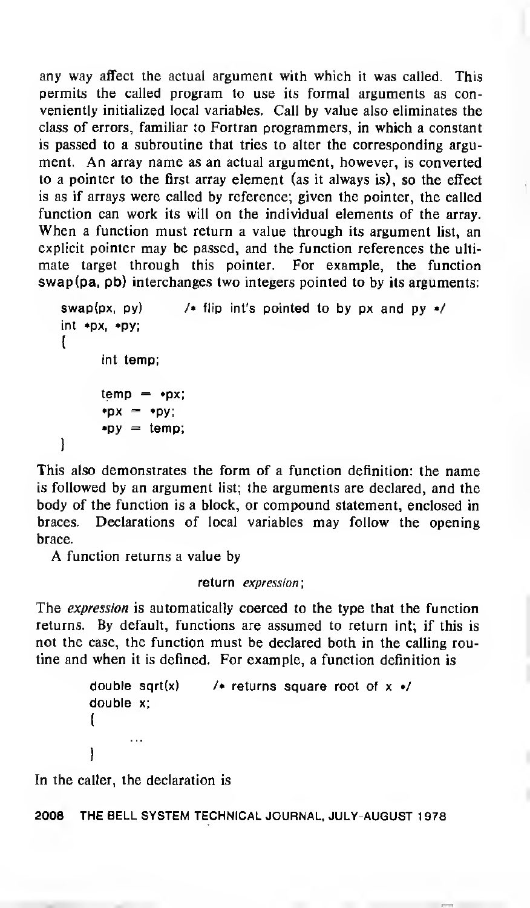any way affect the actual argument with which it was called. This permits the called program to use its formal arguments as conveniently initialized local variables. Call by value also eliminates the class of errors, familiar to Fortran programmers, in which a constant is passed to a subroutine that tries to alter the corresponding argument. An array name as an actual argument, however, is converted to a pointer to the first array element (as it always is), so the effect is as if arrays were called by reference; given the pointer, the called function can work its will on the individual elements of the array. When a function must return a value through its argument list, an explicit pointer may be passed, and the function references the ultimate target through this pointer. For example, the function swap(pa, pb) interchanges two integers pointed to by its arguments:

```
swap(px, py)        /* flip int's pointed to by px and py */
int *px, *py;
{
      int temp;

      temp = *px;
      *px = *py;
      *py = temp;
}
```

This also demonstrates the form of a function definition: the name is followed by an argument list; the arguments are declared, and the body of the function is a block, or compound statement, enclosed in braces. Declarations of local variables may follow the opening brace.

A function returns a value by

```
return expression;
```

The *expression* is automatically coerced to the type that the function returns. By default, functions are assumed to return int; if this is not the case, the function must be declared both in the calling routine and when it is defined. For example, a function definition is

```
double sqrt(x)      /* returns square root of x */
double x;
{
      ...
}
```

In the caller, the declaration is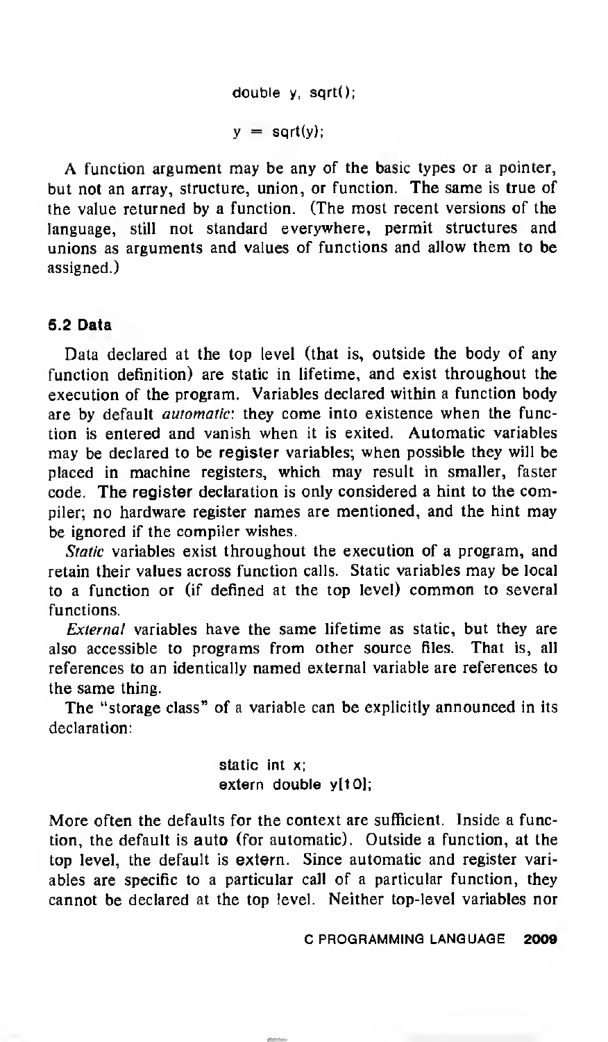```
double y, sqrt();

y = sqrt(y);
```

A function argument may be any of the basic types or a pointer, but not an array, structure, union, or function. The same is true of the value returned by a function. (The most recent versions of the language, still not standard everywhere, permit structures and unions as arguments and values of functions and allow them to be assigned.)

### 5.2 Data

Data declared at the top level (that is, outside the body of any function definition) are static in lifetime, and exist throughout the execution of the program. Variables declared within a function body are by default *automatic*: they come into existence when the function is entered and vanish when it is exited. Automatic variables may be declared to be register variables; when possible they will be placed in machine registers, which may result in smaller, faster code. The register declaration is only considered a hint to the compiler; no hardware register names are mentioned, and the hint may be ignored if the compiler wishes.

*Static* variables exist throughout the execution of a program, and retain their values across function calls. Static variables may be local to a function or (if defined at the top level) common to several functions.

*External* variables have the same lifetime as static, but they are also accessible to programs from other source files. That is, all references to an identically named external variable are references to the same thing.

The "storage class" of a variable can be explicitly announced in its declaration:

```
static int x;
extern double y[10];
```

More often the defaults for the context are sufficient. Inside a function, the default is auto (for automatic). Outside a function, at the top level, the default is extern. Since automatic and register variables are specific to a particular call of a particular function, they cannot be declared at the top level. Neither top-level variables nor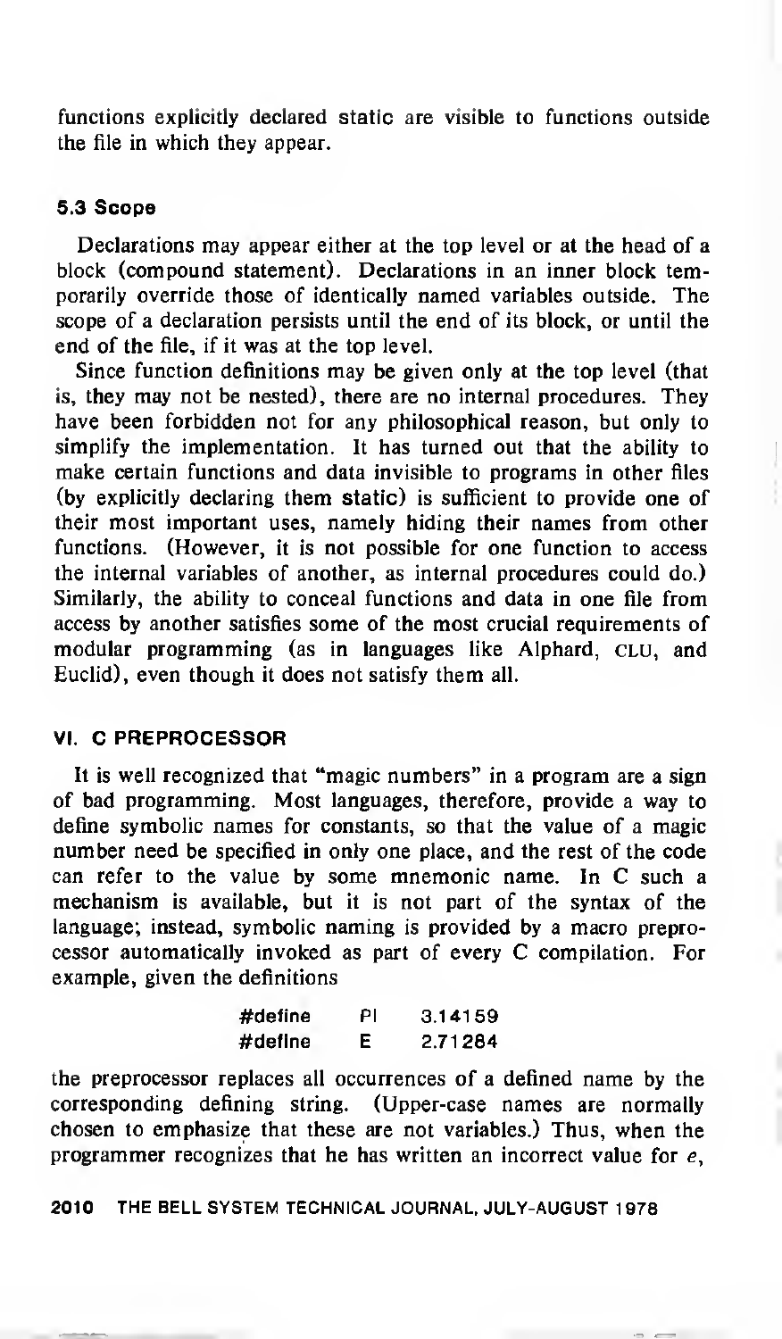functions explicitly declared static are visible to functions outside the file in which they appear.

### 5.3 Scope

Declarations may appear either at the top level or at the head of a block (compound statement). Declarations in an inner block temporarily override those of identically named variables outside. The scope of a declaration persists until the end of its block, or until the end of the file, if it was at the top level.

Since function definitions may be given only at the top level (that is, they may not be nested), there are no internal procedures. They have been forbidden not for any philosophical reason, but only to simplify the implementation. It has turned out that the ability to make certain functions and data invisible to programs in other files (by explicitly declaring them static) is sufficient to provide one of their most important uses, namely hiding their names from other functions. (However, it is not possible for one function to access the internal variables of another, as internal procedures could do.) Similarly, the ability to conceal functions and data in one file from access by another satisfies some of the most crucial requirements of modular programming (as in languages like Alphard, CLU, and Euclid), even though it does not satisfy them all.

## VI. C PREPROCESSOR

It is well recognized that "magic numbers" in a program are a sign of bad programming. Most languages, therefore, provide a way to define symbolic names for constants, so that the value of a magic number need be specified in only one place, and the rest of the code can refer to the value by some mnemonic name. In C such a mechanism is available, but it is not part of the syntax of the language; instead, symbolic naming is provided by a macro preprocessor automatically invoked as part of every C compilation. For example, given the definitions

```
#define    PI    3.14159
#define    E     2.71284
```

the preprocessor replaces all occurrences of a defined name by the corresponding defining string. (Upper-case names are normally chosen to emphasize that these are not variables.) Thus, when the programmer recognizes that he has written an incorrect value for $e$,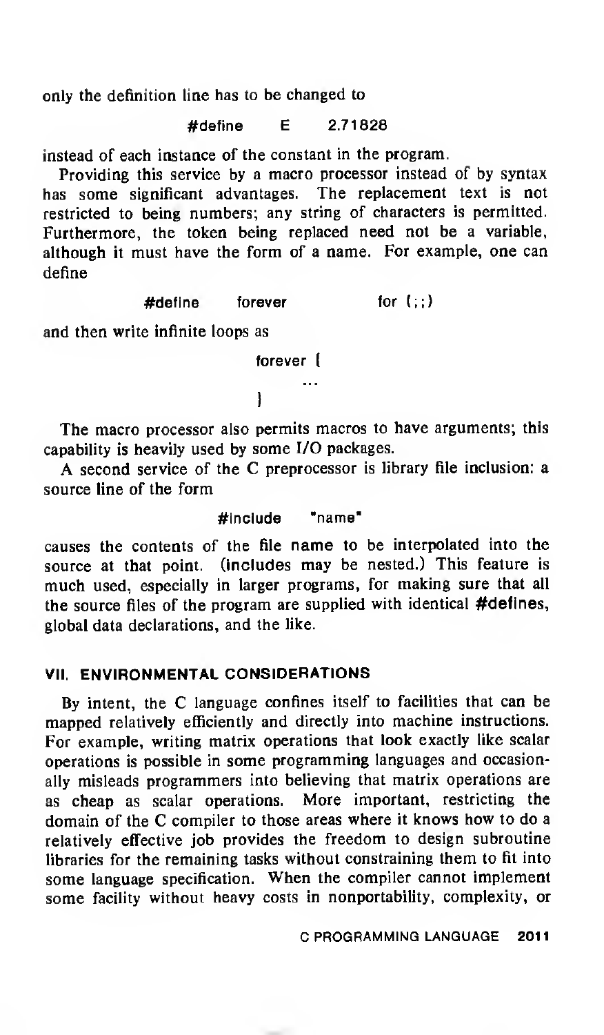only the definition line has to be changed to

```
#define    E    2.71828
```

instead of each instance of the constant in the program.

Providing this service by a macro processor instead of by syntax has some significant advantages. The replacement text is not restricted to being numbers; any string of characters is permitted. Furthermore, the token being replaced need not be a variable, although it must have the form of a name. For example, one can define

```
#define    forever    for (;;)
```

and then write infinite loops as

```
forever {
        ...
}
```

The macro processor also permits macros to have arguments; this capability is heavily used by some I/O packages.

A second service of the C preprocessor is library file inclusion: a source line of the form

```
#include    "name"
```

causes the contents of the file name to be interpolated into the source at that point. (includes may be nested.) This feature is much used, especially in larger programs, for making sure that all the source files of the program are supplied with identical **#defines**, global data declarations, and the like.

### VII. ENVIRONMENTAL CONSIDERATIONS

By intent, the C language confines itself to facilities that can be mapped relatively efficiently and directly into machine instructions. For example, writing matrix operations that look exactly like scalar operations is possible in some programming languages and occasionally misleads programmers into believing that matrix operations are as cheap as scalar operations. More important, restricting the domain of the C compiler to those areas where it knows how to do a relatively effective job provides the freedom to design subroutine libraries for the remaining tasks without constraining them to fit into some language specification. When the compiler cannot implement some facility without heavy costs in nonportability, complexity, or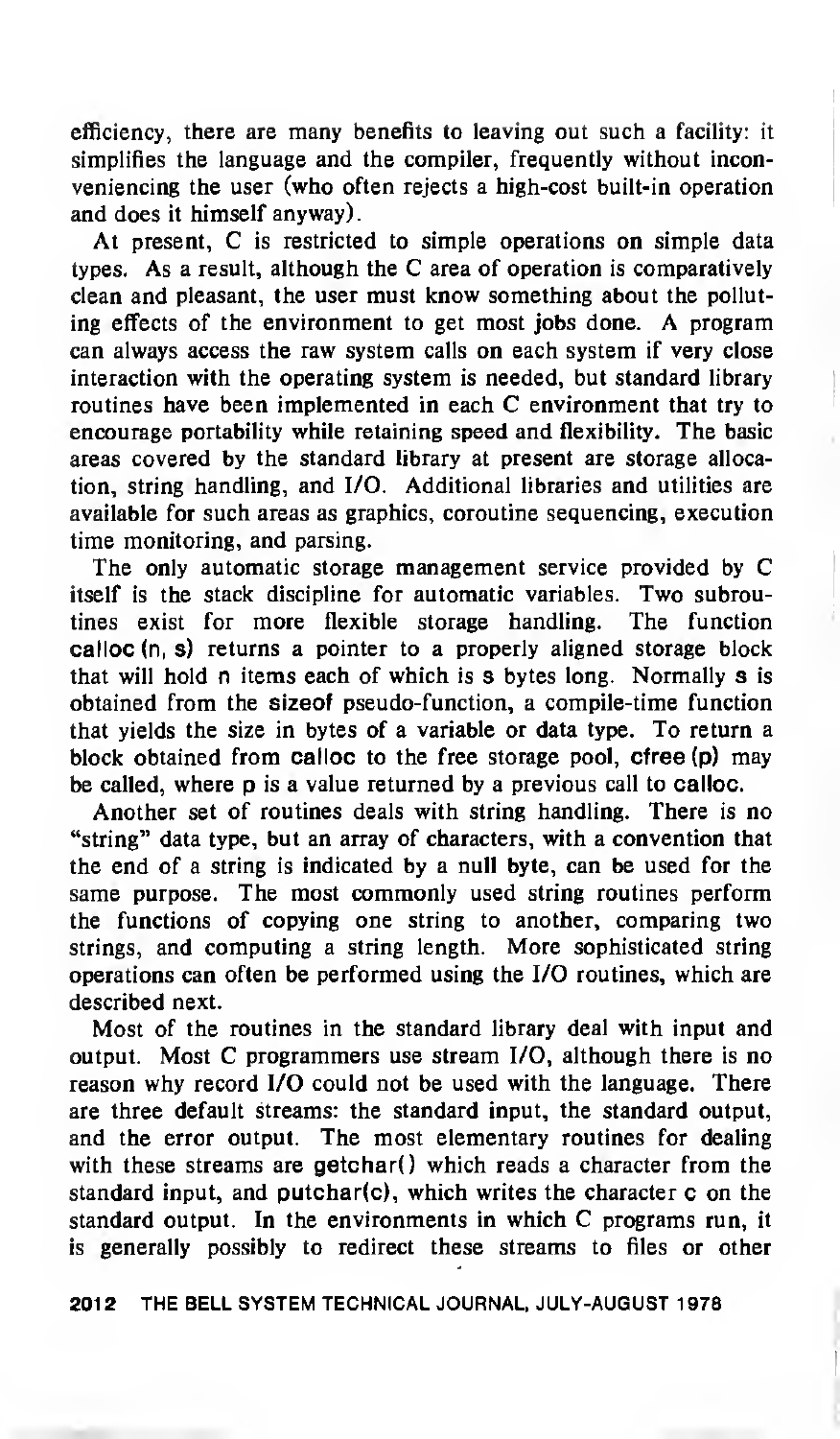efficiency, there are many benefits to leaving out such a facility: it simplifies the language and the compiler, frequently without inconveniencing the user (who often rejects a high-cost built-in operation and does it himself anyway).

At present, C is restricted to simple operations on simple data types. As a result, although the C area of operation is comparatively clean and pleasant, the user must know something about the polluting effects of the environment to get most jobs done. A program can always access the raw system calls on each system if very close interaction with the operating system is needed, but standard library routines have been implemented in each C environment that try to encourage portability while retaining speed and flexibility. The basic areas covered by the standard library at present are storage allocation, string handling, and I/O. Additional libraries and utilities are available for such areas as graphics, coroutine sequencing, execution time monitoring, and parsing.

The only automatic storage management service provided by C itself is the stack discipline for automatic variables. Two subroutines exist for more flexible storage handling. The function `calloc (n, s)` returns a pointer to a properly aligned storage block that will hold `n` items each of which is `s` bytes long. Normally `s` is obtained from the `sizeof` pseudo-function, a compile-time function that yields the size in bytes of a variable or data type. To return a block obtained from `calloc` to the free storage pool, `cfree (p)` may be called, where `p` is a value returned by a previous call to `calloc`.

Another set of routines deals with string handling. There is no "string" data type, but an array of characters, with a convention that the end of a string is indicated by a null byte, can be used for the same purpose. The most commonly used string routines perform the functions of copying one string to another, comparing two strings, and computing a string length. More sophisticated string operations can often be performed using the I/O routines, which are described next.

Most of the routines in the standard library deal with input and output. Most C programmers use stream I/O, although there is no reason why record I/O could not be used with the language. There are three default streams: the standard input, the standard output, and the error output. The most elementary routines for dealing with these streams are `getchar()` which reads a character from the standard input, and `putchar(c)`, which writes the character `c` on the standard output. In the environments in which C programs run, it is generally possibly to redirect these streams to files or other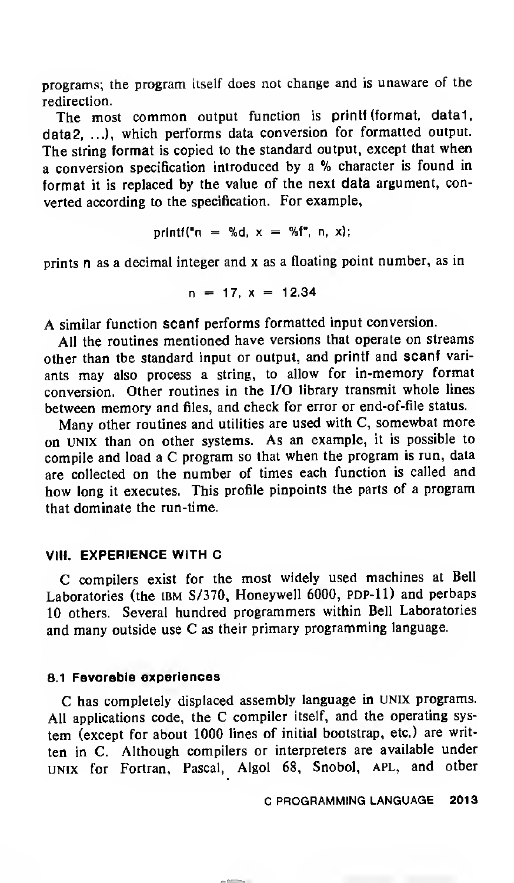programs; the program itself does not change and is unaware of the redirection.

The most common output function is printf(format, data1, data2, ...), which performs data conversion for formatted output. The string format is copied to the standard output, except that when a conversion specification introduced by a % character is found in format it is replaced by the value of the next data argument, converted according to the specification. For example,

```
printf("n = %d, x = %f", n, x);
```

prints n as a decimal integer and x as a floating point number, as in

```
n = 17, x = 12.34
```

A similar function scanf performs formatted input conversion.

All the routines mentioned have versions that operate on streams other than the standard input or output, and printf and scanf variants may also process a string, to allow for in-memory format conversion. Other routines in the I/O library transmit whole lines between memory and files, and check for error or end-of-file status.

Many other routines and utilities are used with C, somewhat more on UNIX than on other systems. As an example, it is possible to compile and load a C program so that when the program is run, data are collected on the number of times each function is called and how long it executes. This profile pinpoints the parts of a program that dominate the run-time.

## VIII. EXPERIENCE WITH C

C compilers exist for the most widely used machines at Bell Laboratories (the IBM S/370, Honeywell 6000, PDP-11) and perhaps 10 others. Several hundred programmers within Bell Laboratories and many outside use C as their primary programming language.

### 8.1 Favorable experiences

C has completely displaced assembly language in UNIX programs. All applications code, the C compiler itself, and the operating system (except for about 1000 lines of initial bootstrap, etc.) are written in C. Although compilers or interpreters are available under UNIX for Fortran, Pascal, Algol 68, Snobol, APL, and other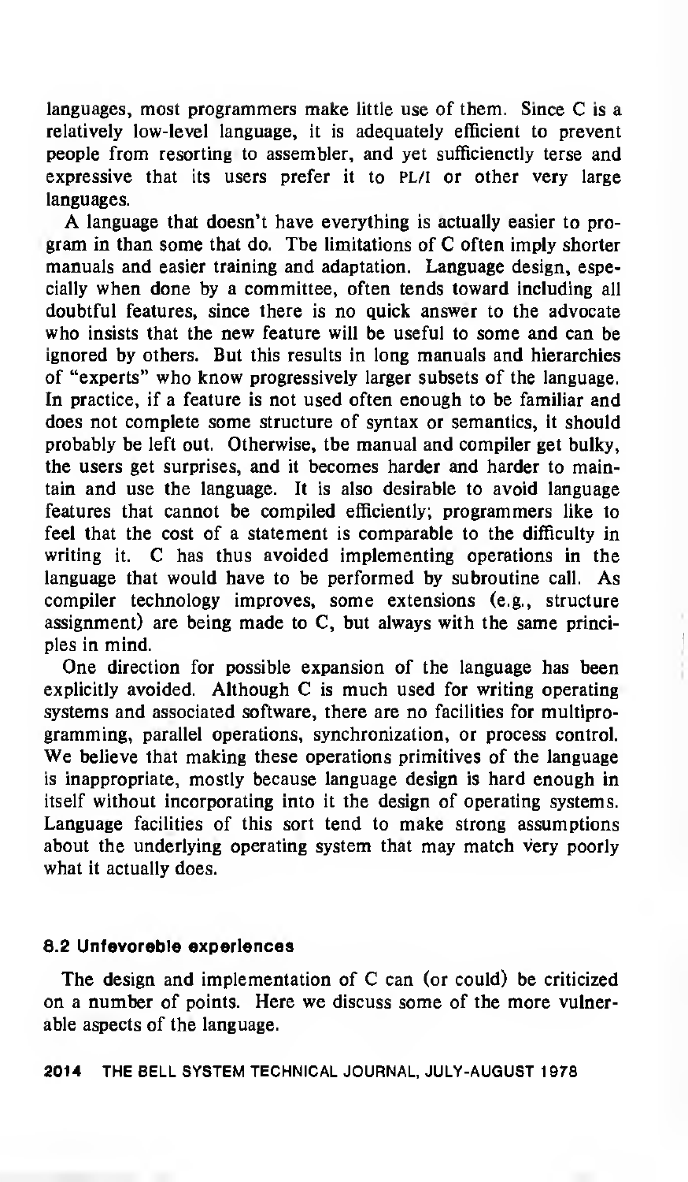languages, most programmers make little use of them. Since C is a relatively low-level language, it is adequately efficient to prevent people from resorting to assembler, and yet sufficienctly terse and expressive that its users prefer it to PL/I or other very large languages.

A language that doesn't have everything is actually easier to program in than some that do. The limitations of C often imply shorter manuals and easier training and adaptation. Language design, especially when done by a committee, often tends toward including all doubtful features, since there is no quick answer to the advocate who insists that the new feature will be useful to some and can be ignored by others. But this results in long manuals and hierarchies of "experts" who know progressively larger subsets of the language. In practice, if a feature is not used often enough to be familiar and does not complete some structure of syntax or semantics, it should probably be left out. Otherwise, the manual and compiler get bulky, the users get surprises, and it becomes harder and harder to maintain and use the language. It is also desirable to avoid language features that cannot be compiled efficiently; programmers like to feel that the cost of a statement is comparable to the difficulty in writing it. C has thus avoided implementing operations in the language that would have to be performed by subroutine call. As compiler technology improves, some extensions (e.g., structure assignment) are being made to C, but always with the same principles in mind.

One direction for possible expansion of the language has been explicitly avoided. Although C is much used for writing operating systems and associated software, there are no facilities for multiprogramming, parallel operations, synchronization, or process control. We believe that making these operations primitives of the language is inappropriate, mostly because language design is hard enough in itself without incorporating into it the design of operating systems. Language facilities of this sort tend to make strong assumptions about the underlying operating system that may match very poorly what it actually does.

### 8.2 Unfavorable experiences

The design and implementation of C can (or could) be criticized on a number of points. Here we discuss some of the more vulnerable aspects of the language.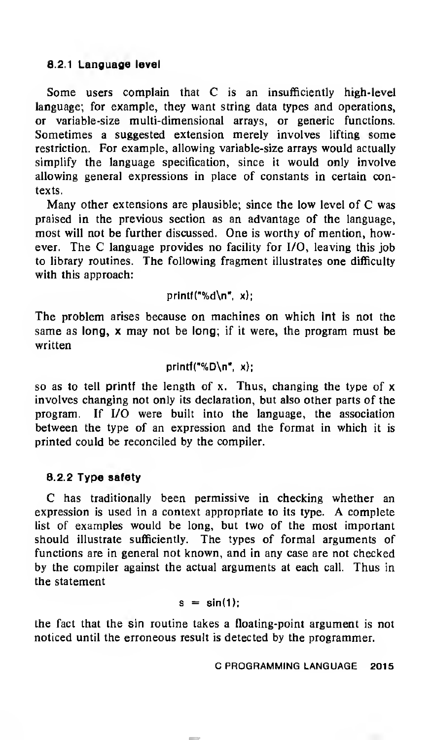### 8.2.1 Language level

Some users complain that C is an insufficiently high-level language; for example, they want string data types and operations, or variable-size multi-dimensional arrays, or generic functions. Sometimes a suggested extension merely involves lifting some restriction. For example, allowing variable-size arrays would actually simplify the language specification, since it would only involve allowing general expressions in place of constants in certain contexts.

Many other extensions are plausible; since the low level of C was praised in the previous section as an advantage of the language, most will not be further discussed. One is worthy of mention, however. The C language provides no facility for I/O, leaving this job to library routines. The following fragment illustrates one difficulty with this approach:

```
printf("%d\n", x);
```

The problem arises because on machines on which **int** is not the same as **long**, **x** may not be **long**; if it were, the program must be written

```
printf("%D\n", x);
```

so as to tell **printf** the length of **x**. Thus, changing the type of **x** involves changing not only its declaration, but also other parts of the program. If I/O were built into the language, the association between the type of an expression and the format in which it is printed could be reconciled by the compiler.

### 8.2.2 Type safety

C has traditionally been permissive in checking whether an expression is used in a context appropriate to its type. A complete list of examples would be long, but two of the most important should illustrate sufficiently. The types of formal arguments of functions are in general not known, and in any case are not checked by the compiler against the actual arguments at each call. Thus in the statement

```
s = sin(1);
```

the fact that the **sin** routine takes a floating-point argument is not noticed until the erroneous result is detected by the programmer.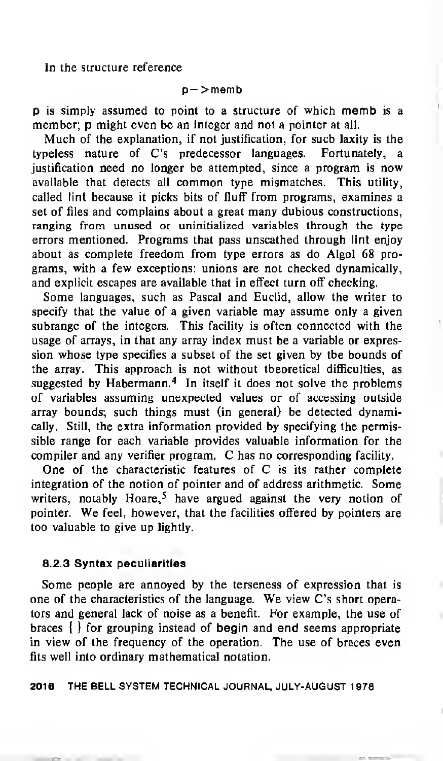In the structure reference

```
p->memb
```

p is simply assumed to point to a structure of which memb is a member; p might even be an integer and not a pointer at all.

Much of the explanation, if not justification, for sucb laxity is the typeless nature of C's predecessor languages. Fortunately, a justification need no longer be attempted, since a program is now available that detects all common type mismatches. This utility, called lint because it picks bits of fluff from programs, examines a set of files and complains about a great many dubious constructions, ranging from unused or uninitialized variables through the type errors mentioned. Programs that pass unscathed through lint enjoy about as complete freedom from type errors as do Algol 68 programs, with a few exceptions: unions are not checked dynamically, and explicit escapes are available that in effect turn off checking.

Some languages, such as Pascal and Euclid, allow the writer to specify that the value of a given variable may assume only a given subrange of the integers. This facility is often connected with the usage of arrays, in that any array index must be a variable or expression whose type specifies a subset of the set given by tbe bounds of the array. This approach is not without tbeoretical difficulties, as suggested by Habermann.[4] In itself it does not solve the problems of variables assuming unexpected values or of accessing outside array bounds; such things must (in general) be detected dynamically. Still, the extra information provided by specifying the permissible range for each variable provides valuable information for the compiler and any verifier program. C has no corresponding facility.

One of the characteristic features of C is its rather complete integration of the notion of pointer and of address arithmetic. Some writers, notably Hoare,[5] have argued against the very notion of pointer. We feel, however, that the facilities offered by pointers are too valuable to give up lightly.

### 8.2.3 Syntax peculiarities

Some people are annoyed by the terseness of expression that is one of the characteristics of the language. We view C's short operators and general lack of noise as a benefit. For example, the use of braces { } for grouping instead of begin and end seems appropriate in view of the frequency of the operation. The use of braces even fits well into ordinary mathematical notation.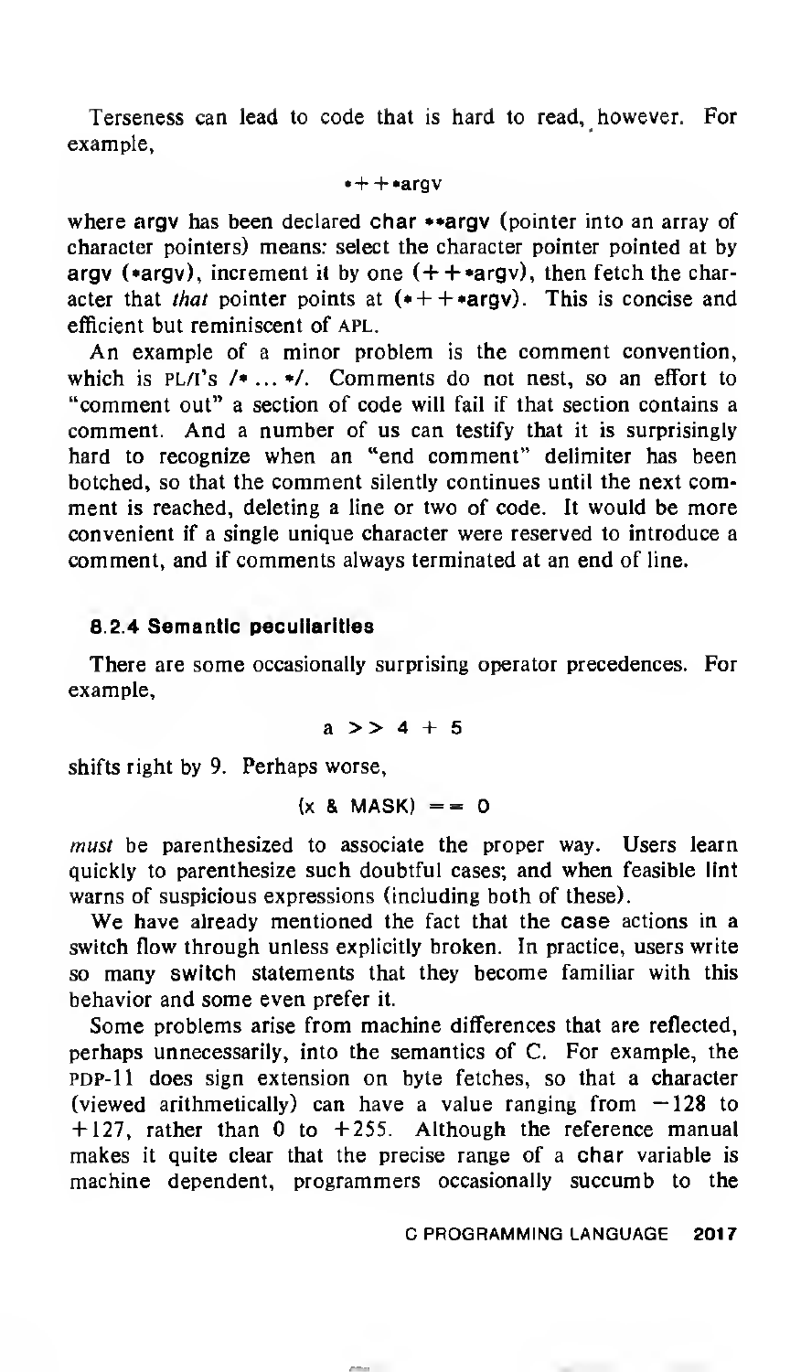Terseness can lead to code that is hard to read, however. For example,

```
*++*argv
```

where **argv** has been declared **char \*\*argv** (pointer into an array of character pointers) means: select the character pointer pointed at by **argv** (**\*argv**), increment it by one (**++\*argv**), then fetch the character that *that* pointer points at (**\*++\*argv**). This is concise and efficient but reminiscent of APL.

An example of a minor problem is the comment convention, which is PL/I's /\* ... \*/. Comments do not nest, so an effort to "comment out" a section of code will fail if that section contains a comment. And a number of us can testify that it is surprisingly hard to recognize when an "end comment" delimiter has been botched, so that the comment silently continues until the next comment is reached, deleting a line or two of code. It would be more convenient if a single unique character were reserved to introduce a comment, and if comments always terminated at an end of line.

### 8.2.4 Semantic peculiarities

There are some occasionally surprising operator precedences. For example,

```
a >> 4 + 5
```

shifts right by 9. Perhaps worse,

```
(x & MASK) == 0
```

*must* be parenthesized to associate the proper way. Users learn quickly to parenthesize such doubtful cases; and when feasible **lint** warns of suspicious expressions (including both of these).

We have already mentioned the fact that the **case** actions in a switch flow through unless explicitly broken. In practice, users write so many **switch** statements that they become familiar with this behavior and some even prefer it.

Some problems arise from machine differences that are reflected, perhaps unnecessarily, into the semantics of C. For example, the PDP-11 does sign extension on byte fetches, so that a character (viewed arithmetically) can have a value ranging from $-128$ to $+127$, rather than 0 to $+255$. Although the reference manual makes it quite clear that the precise range of a **char** variable is machine dependent, programmers occasionally succumb to the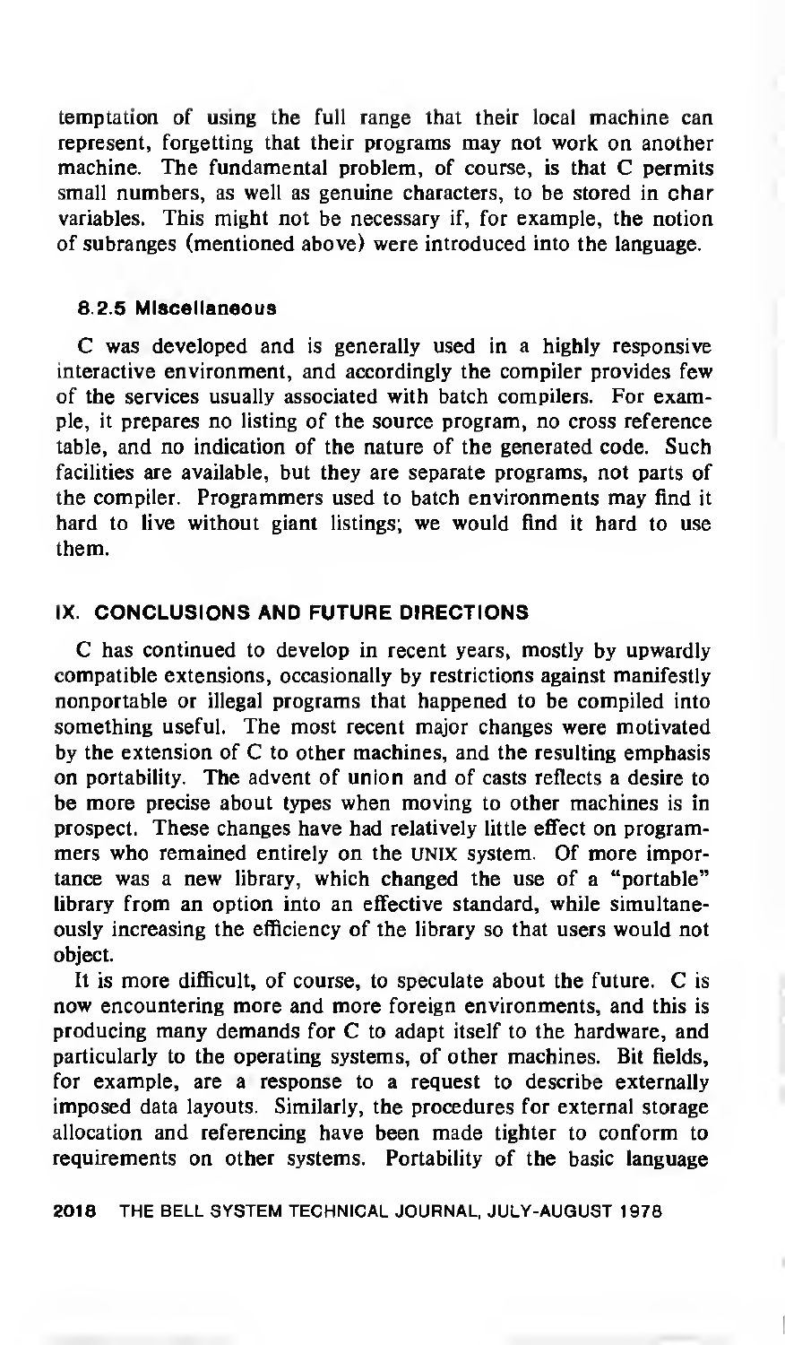temptation of using the full range that their local machine can represent, forgetting that their programs may not work on another machine. The fundamental problem, of course, is that C permits small numbers, as well as genuine characters, to be stored in **char** variables. This might not be necessary if, for example, the notion of subranges (mentioned above) were introduced into the language.

### 8.2.5 Miscellaneous

C was developed and is generally used in a highly responsive interactive environment, and accordingly the compiler provides few of the services usually associated with batch compilers. For example, it prepares no listing of the source program, no cross reference table, and no indication of the nature of the generated code. Such facilities are available, but they are separate programs, not parts of the compiler. Programmers used to batch environments may find it hard to live without giant listings; we would find it hard to use them.

## IX. CONCLUSIONS AND FUTURE DIRECTIONS

C has continued to develop in recent years, mostly by upwardly compatible extensions, occasionally by restrictions against manifestly nonportable or illegal programs that happened to be compiled into something useful. The most recent major changes were motivated by the extension of C to other machines, and the resulting emphasis on portability. The advent of **union** and of casts reflects a desire to be more precise about types when moving to other machines is in prospect. These changes have had relatively little effect on programmers who remained entirely on the UNIX system. Of more importance was a new library, which changed the use of a "portable" library from an option into an effective standard, while simultaneously increasing the efficiency of the library so that users would not object.

It is more difficult, of course, to speculate about the future. C is now encountering more and more foreign environments, and this is producing many demands for C to adapt itself to the hardware, and particularly to the operating systems, of other machines. Bit fields, for example, are a response to a request to describe externally imposed data layouts. Similarly, the procedures for external storage allocation and referencing have been made tighter to conform to requirements on other systems. Portability of the basic language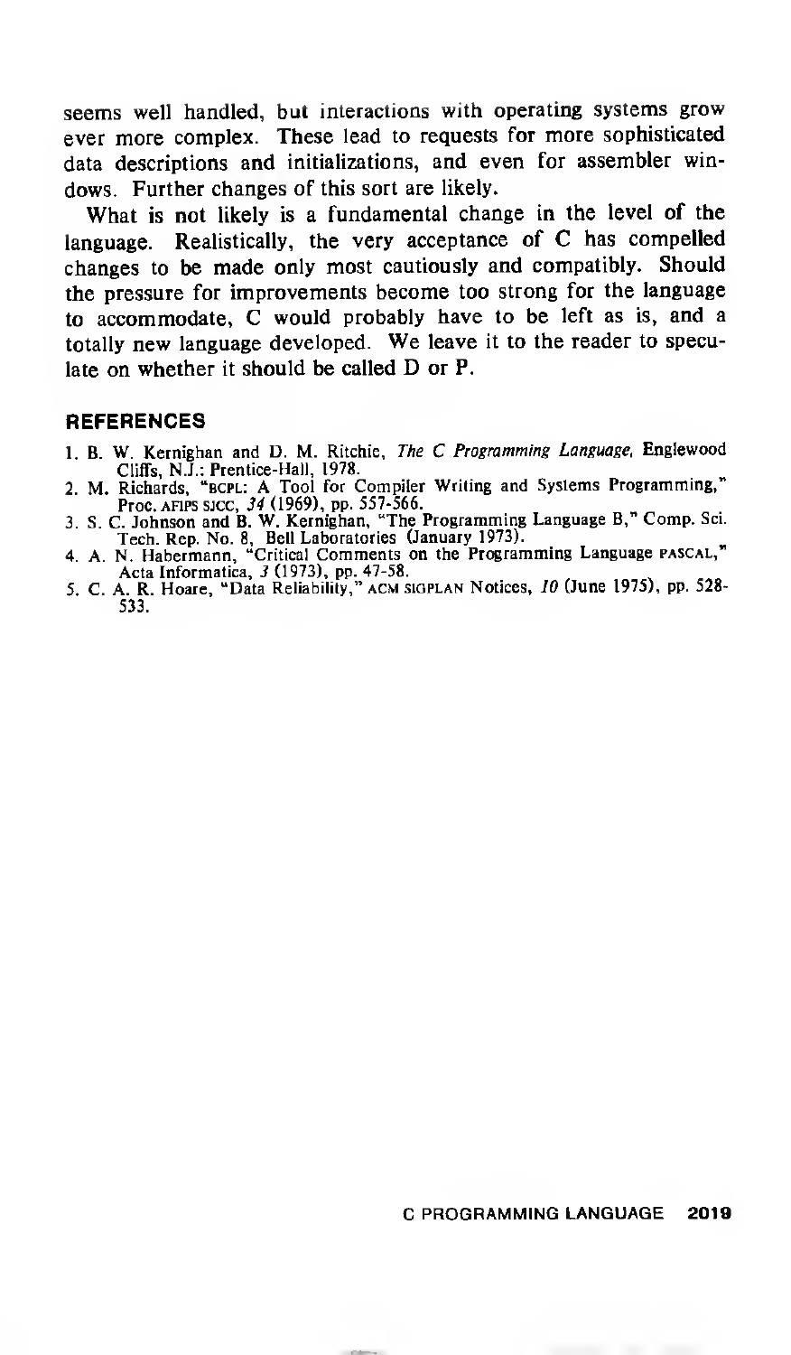seems well handled, but interactions with operating systems grow ever more complex. These lead to requests for more sophisticated data descriptions and initializations, and even for assembler windows. Further changes of this sort are likely.

What is not likely is a fundamental change in the level of the language. Realistically, the very acceptance of C has compelled changes to be made only most cautiously and compatibly. Should the pressure for improvements become too strong for the language to accommodate, C would probably have to be left as is, and a totally new language developed. We leave it to the reader to speculate on whether it should be called D or P.

## REFERENCES

1. B. W. Kernighan and D. M. Ritchie, *The C Programming Language*, Englewood Cliffs, N.J.: Prentice-Hall, 1978.
2. M. Richards, "BCPL: A Tool for Compiler Writing and Systems Programming," Proc. AFIPS SJCC, *34* (1969), pp. 557-566.
3. S. C. Johnson and B. W. Kernighan, "The Programming Language B," Comp. Sci. Tech. Rep. No. 8, Bell Laboratories (January 1973).
4. A. N. Habermann, "Critical Comments on the Programming Language PASCAL," Acta Informatica, *3* (1973), pp. 47-58.
5. C. A. R. Hoare, "Data Reliability," ACM SIGPLAN Notices, *10* (June 1975), pp. 528-533.